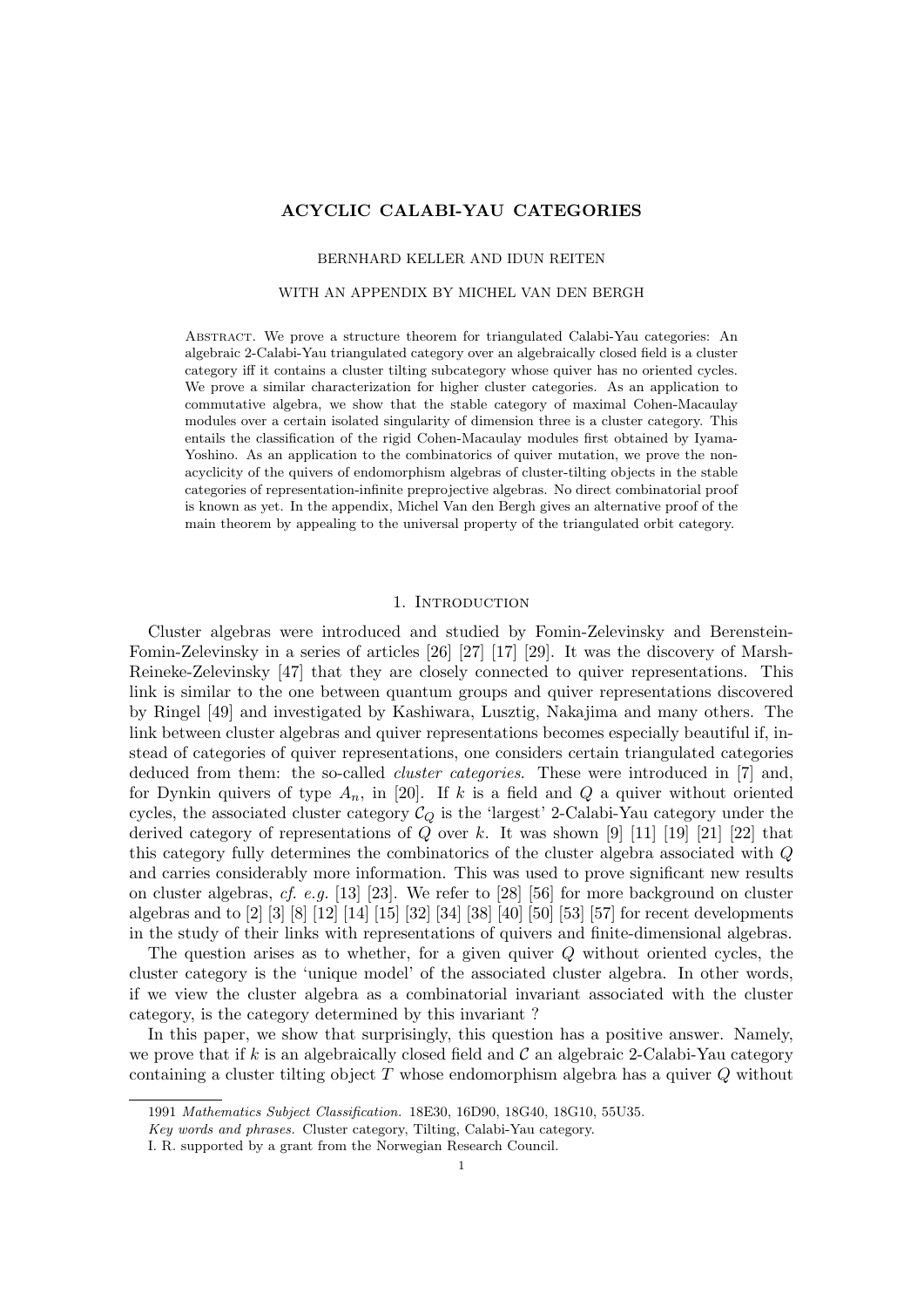# ACYCLIC CALABI-YAU CATEGORIES

BERNHARD KELLER AND IDUN REITEN

WITH AN APPENDIX BY MICHEL VAN DEN BERGH

Abstract. We prove a structure theorem for triangulated Calabi-Yau categories: An algebraic 2-Calabi-Yau triangulated category over an algebraically closed field is a cluster category iff it contains a cluster tilting subcategory whose quiver has no oriented cycles. We prove a similar characterization for higher cluster categories. As an application to commutative algebra, we show that the stable category of maximal Cohen-Macaulay modules over a certain isolated singularity of dimension three is a cluster category. This entails the classification of the rigid Cohen-Macaulay modules first obtained by Iyama-Yoshino. As an application to the combinatorics of quiver mutation, we prove the non-acyclicity of the quivers of endomorphism algebras of cluster-tilting objects in the stable categories of representation-infinite preprojective algebras. No direct combinatorial proof is known as yet. In the appendix, Michel Van den Bergh gives an alternative proof of the main theorem by appealing to the universal property of the triangulated orbit category.

## 1. Introduction

Cluster algebras were introduced and studied by Fomin-Zelevinsky and Berenstein-Fomin-Zelevinsky in a series of articles [26] [27] [17] [29]. It was the discovery of Marsh-Reineke-Zelevinsky [47] that they are closely connected to quiver representations. This link is similar to the one between quantum groups and quiver representations discovered by Ringel [49] and investigated by Kashiwara, Lusztig, Nakajima and many others. The link between cluster algebras and quiver representations becomes especially beautiful if, instead of categories of quiver representations, one considers certain triangulated categories deduced from them: the so-called *cluster categories*. These were introduced in [7] and, for Dynkin quivers of type $A_n$, in [20]. If $k$ is a field and $Q$ a quiver without oriented cycles, the associated cluster category $\mathcal{C}_Q$ is the 'largest' 2-Calabi-Yau category under the derived category of representations of $Q$ over $k$. It was shown [9] [11] [19] [21] [22] that this category fully determines the combinatorics of the cluster algebra associated with $Q$ and carries considerably more information. This was used to prove significant new results on cluster algebras, *cf. e.g.* [13] [23]. We refer to [28] [56] for more background on cluster algebras and to [2] [3] [8] [12] [14] [15] [32] [34] [38] [40] [50] [53] [57] for recent developments in the study of their links with representations of quivers and finite-dimensional algebras.

The question arises as to whether, for a given quiver $Q$ without oriented cycles, the cluster category is the 'unique model' of the associated cluster algebra. In other words, if we view the cluster algebra as a combinatorial invariant associated with the cluster category, is the category determined by this invariant ?

In this paper, we show that surprisingly, this question has a positive answer. Namely, we prove that if $k$ is an algebraically closed field and $\mathcal{C}$ an algebraic 2-Calabi-Yau category containing a cluster tilting object $T$ whose endomorphism algebra has a quiver $Q$ without

1991 *Mathematics Subject Classification.* 18E30, 16D90, 18G40, 18G10, 55U35.

*Key words and phrases.* Cluster category, Tilting, Calabi-Yau category.

I. R. supported by a grant from the Norwegian Research Council.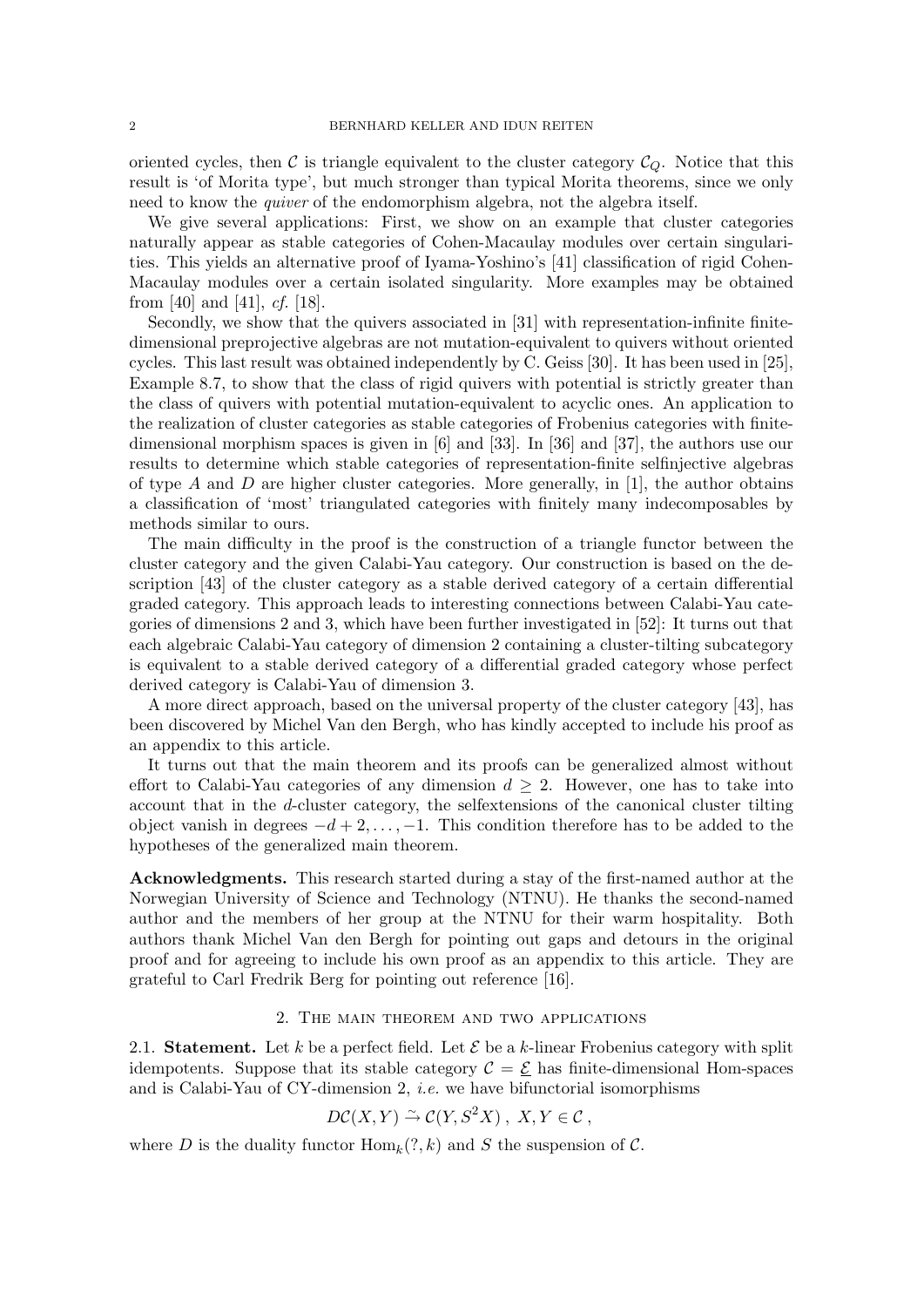oriented cycles, then $\mathcal{C}$ is triangle equivalent to the cluster category $\mathcal{C}_Q$. Notice that this result is 'of Morita type', but much stronger than typical Morita theorems, since we only need to know the *quiver* of the endomorphism algebra, not the algebra itself.

We give several applications: First, we show on an example that cluster categories naturally appear as stable categories of Cohen-Macaulay modules over certain singularities. This yields an alternative proof of Iyama-Yoshino's [41] classification of rigid Cohen-Macaulay modules over a certain isolated singularity. More examples may be obtained from [40] and [41], *cf.* [18].

Secondly, we show that the quivers associated in [31] with representation-infinite finite-dimensional preprojective algebras are not mutation-equivalent to quivers without oriented cycles. This last result was obtained independently by C. Geiss [30]. It has been used in [25], Example 8.7, to show that the class of rigid quivers with potential is strictly greater than the class of quivers with potential mutation-equivalent to acyclic ones. An application to the realization of cluster categories as stable categories of Frobenius categories with finite-dimensional morphism spaces is given in [6] and [33]. In [36] and [37], the authors use our results to determine which stable categories of representation-finite selfinjective algebras of type $A$ and $D$ are higher cluster categories. More generally, in [1], the author obtains a classification of 'most' triangulated categories with finitely many indecomposables by methods similar to ours.

The main difficulty in the proof is the construction of a triangle functor between the cluster category and the given Calabi-Yau category. Our construction is based on the description [43] of the cluster category as a stable derived category of a certain differential graded category. This approach leads to interesting connections between Calabi-Yau categories of dimensions 2 and 3, which have been further investigated in [52]: It turns out that each algebraic Calabi-Yau category of dimension 2 containing a cluster-tilting subcategory is equivalent to a stable derived category of a differential graded category whose perfect derived category is Calabi-Yau of dimension 3.

A more direct approach, based on the universal property of the cluster category [43], has been discovered by Michel Van den Bergh, who has kindly accepted to include his proof as an appendix to this article.

It turns out that the main theorem and its proofs can be generalized almost without effort to Calabi-Yau categories of any dimension $d \geq 2$. However, one has to take into account that in the $d$-cluster category, the selfextensions of the canonical cluster tilting object vanish in degrees $-d+2, \ldots, -1$. This condition therefore has to be added to the hypotheses of the generalized main theorem.

**Acknowledgments.** This research started during a stay of the first-named author at the Norwegian University of Science and Technology (NTNU). He thanks the second-named author and the members of her group at the NTNU for their warm hospitality. Both authors thank Michel Van den Bergh for pointing out gaps and detours in the original proof and for agreeing to include his own proof as an appendix to this article. They are grateful to Carl Fredrik Berg for pointing out reference [16].

## 2. The main theorem and two applications

2.1. **Statement.** Let $k$ be a perfect field. Let $\mathcal{E}$ be a $k$-linear Frobenius category with split idempotents. Suppose that its stable category $\mathcal{C} = \underline{\mathcal{E}}$ has finite-dimensional Hom-spaces and is Calabi-Yau of CY-dimension 2, *i.e.* we have bifunctorial isomorphisms

$$D\mathcal{C}(X,Y) \xrightarrow{\sim} \mathcal{C}(Y, S^2X)\ ,\ X, Y \in \mathcal{C}\ ,$$

where $D$ is the duality functor $\mathrm{Hom}_k(?, k)$ and $S$ the suspension of $\mathcal{C}$.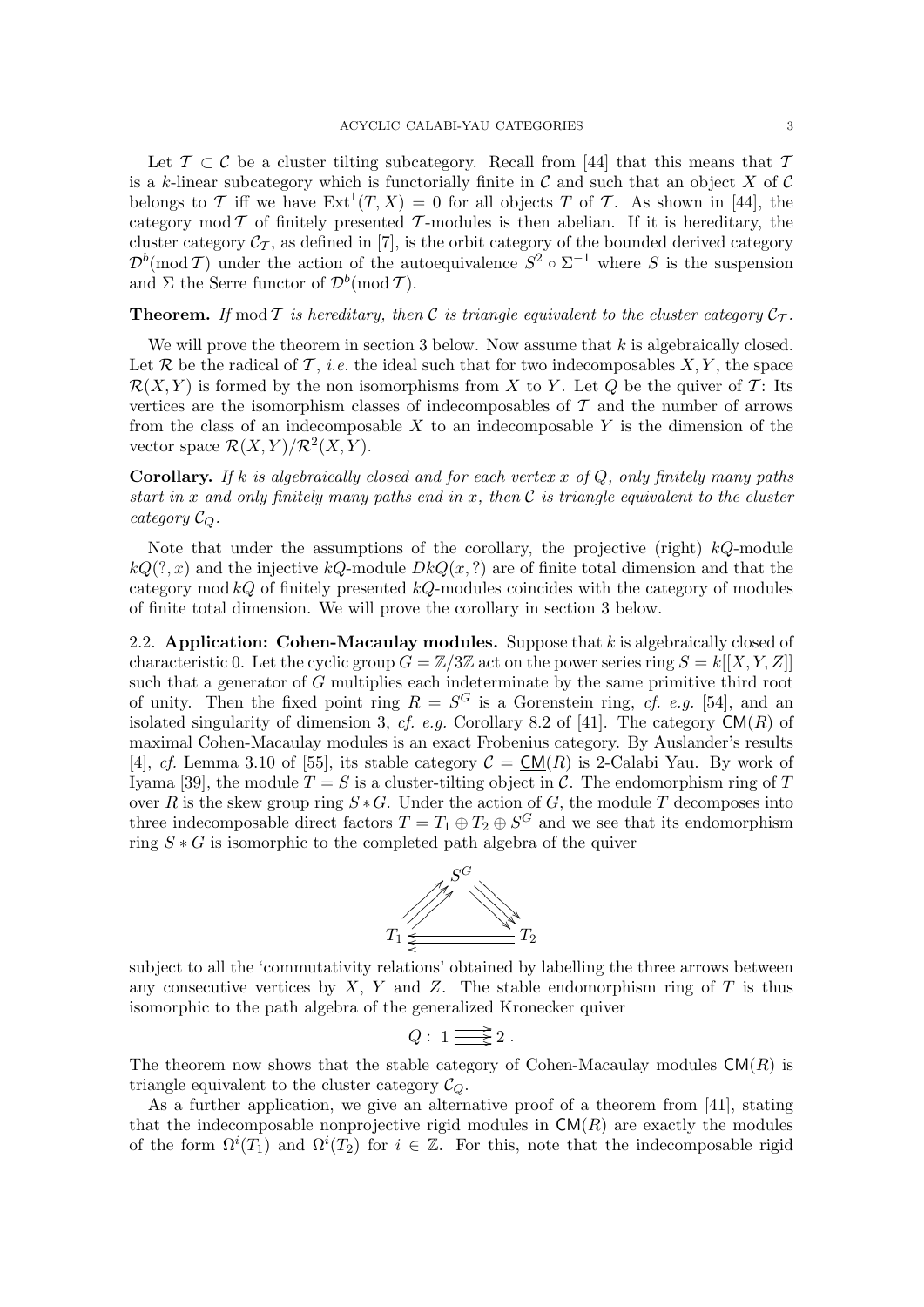Let $\mathcal{T} \subset \mathcal{C}$ be a cluster tilting subcategory. Recall from [44] that this means that $\mathcal{T}$ is a $k$-linear subcategory which is functorially finite in $\mathcal{C}$ and such that an object $X$ of $\mathcal{C}$ belongs to $\mathcal{T}$ iff we have $\mathrm{Ext}^1(T, X) = 0$ for all objects $T$ of $\mathcal{T}$. As shown in [44], the category $\mathrm{mod}\, \mathcal{T}$ of finitely presented $\mathcal{T}$-modules is then abelian. If it is hereditary, the cluster category $\mathcal{C}_{\mathcal{T}}$, as defined in [7], is the orbit category of the bounded derived category $\mathcal{D}^b(\mathrm{mod}\, \mathcal{T})$ under the action of the autoequivalence $S^2 \circ \Sigma^{-1}$ where $S$ is the suspension and $\Sigma$ the Serre functor of $\mathcal{D}^b(\mathrm{mod}\, \mathcal{T})$.

**Theorem.** *If $\mathrm{mod}\, \mathcal{T}$ is hereditary, then $\mathcal{C}$ is triangle equivalent to the cluster category $\mathcal{C}_{\mathcal{T}}$.*

We will prove the theorem in section 3 below. Now assume that $k$ is algebraically closed. Let $\mathcal{R}$ be the radical of $\mathcal{T}$, *i.e.* the ideal such that for two indecomposables $X, Y$, the space $\mathcal{R}(X, Y)$ is formed by the non isomorphisms from $X$ to $Y$. Let $Q$ be the quiver of $\mathcal{T}$: Its vertices are the isomorphism classes of indecomposables of $\mathcal{T}$ and the number of arrows from the class of an indecomposable $X$ to an indecomposable $Y$ is the dimension of the vector space $\mathcal{R}(X, Y)/\mathcal{R}^2(X, Y)$.

**Corollary.** *If $k$ is algebraically closed and for each vertex $x$ of $Q$, only finitely many paths start in $x$ and only finitely many paths end in $x$, then $\mathcal{C}$ is triangle equivalent to the cluster category $\mathcal{C}_Q$.*

Note that under the assumptions of the corollary, the projective (right) $kQ$-module $kQ(?, x)$ and the injective $kQ$-module $DkQ(x, ?)$ are of finite total dimension and that the category $\mathrm{mod}\, kQ$ of finitely presented $kQ$-modules coincides with the category of modules of finite total dimension. We will prove the corollary in section 3 below.

**2.2. Application: Cohen-Macaulay modules.** Suppose that $k$ is algebraically closed of characteristic 0. Let the cyclic group $G = \mathbb{Z}/3\mathbb{Z}$ act on the power series ring $S = k[[X, Y, Z]]$ such that a generator of $G$ multiplies each indeterminate by the same primitive third root of unity. Then the fixed point ring $R = S^G$ is a Gorenstein ring, *cf. e.g.* [54], and an isolated singularity of dimension 3, *cf. e.g.* Corollary 8.2 of [41]. The category $\mathsf{CM}(R)$ of maximal Cohen-Macaulay modules is an exact Frobenius category. By Auslander's results [4], *cf.* Lemma 3.10 of [55], its stable category $\mathcal{C} = \underline{\mathsf{CM}}(R)$ is 2-Calabi Yau. By work of Iyama [39], the module $T = S$ is a cluster-tilting object in $\mathcal{C}$. The endomorphism ring of $T$ over $R$ is the skew group ring $S * G$. Under the action of $G$, the module $T$ decomposes into three indecomposable direct factors $T = T_1 \oplus T_2 \oplus S^G$ and we see that its endomorphism ring $S * G$ is isomorphic to the completed path algebra of the quiver

$$
\begin{array}{ccc}
 & S^G & \\
\overset{\displaystyle\nearrow\!\!\nearrow\!\!\nearrow}{} & & \overset{\displaystyle\searrow\!\!\searrow\!\!\searrow}{} \\
T_1 & \overset{\longleftarrow}{\underset{\longleftarrow}{\longleftarrow}} & T_2
\end{array}
$$

subject to all the 'commutativity relations' obtained by labelling the three arrows between any consecutive vertices by $X$, $Y$ and $Z$. The stable endomorphism ring of $T$ is thus isomorphic to the path algebra of the generalized Kronecker quiver

$$Q: \; 1 \overset{\longrightarrow}{\underset{\longrightarrow}{\longrightarrow}} 2 \, .$$

The theorem now shows that the stable category of Cohen-Macaulay modules $\underline{\mathsf{CM}}(R)$ is triangle equivalent to the cluster category $\mathcal{C}_Q$.

As a further application, we give an alternative proof of a theorem from [41], stating that the indecomposable nonprojective rigid modules in $\mathsf{CM}(R)$ are exactly the modules of the form $\Omega^i(T_1)$ and $\Omega^i(T_2)$ for $i \in \mathbb{Z}$. For this, note that the indecomposable rigid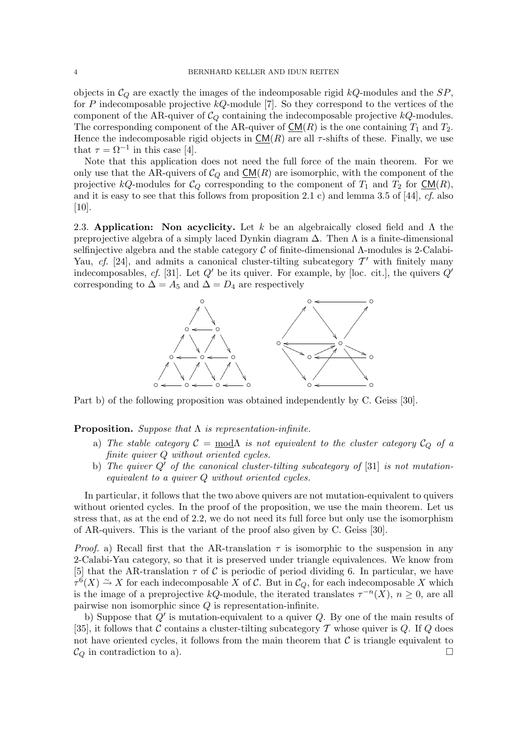objects in $\mathcal{C}_Q$ are exactly the images of the indeomposable rigid $kQ$-modules and the $SP$, for $P$ indecomposable projective $kQ$-module [7]. So they correspond to the vertices of the component of the AR-quiver of $\mathcal{C}_Q$ containing the indecomposable projective $kQ$-modules. The corresponding component of the AR-quiver of $\underline{\mathsf{CM}}(R)$ is the one containing $T_1$ and $T_2$. Hence the indecomposable rigid objects in $\underline{\mathsf{CM}}(R)$ are all $\tau$-shifts of these. Finally, we use that $\tau = \Omega^{-1}$ in this case [4].

Note that this application does not need the full force of the main theorem. For we only use that the AR-quivers of $\mathcal{C}_Q$ and $\underline{\mathsf{CM}}(R)$ are isomorphic, with the component of the projective $kQ$-modules for $\mathcal{C}_Q$ corresponding to the component of $T_1$ and $T_2$ for $\underline{\mathsf{CM}}(R)$, and it is easy to see that this follows from proposition 2.1 c) and lemma 3.5 of [44], *cf.* also [10].

**2.3. Application: Non acyclicity.** Let $k$ be an algebraically closed field and $\Lambda$ the preprojective algebra of a simply laced Dynkin diagram $\Delta$. Then $\Lambda$ is a finite-dimensional selfinjective algebra and the stable category $\mathcal{C}$ of finite-dimensional $\Lambda$-modules is 2-Calabi-Yau, *cf.* [24], and admits a canonical cluster-tilting subcategory $\mathcal{T}'$ with finitely many indecomposables, *cf.* [31]. Let $Q'$ be its quiver. For example, by [loc. cit.], the quivers $Q'$ corresponding to $\Delta = A_5$ and $\Delta = D_4$ are respectively

Part b) of the following proposition was obtained independently by C. Geiss [30].

**Proposition.** *Suppose that $\Lambda$ is representation-infinite.*

a) *The stable category $\mathcal{C} = \underline{\mathrm{mod}}\Lambda$ is not equivalent to the cluster category $\mathcal{C}_Q$ of a finite quiver $Q$ without oriented cycles.*

b) *The quiver $Q'$ of the canonical cluster-tilting subcategory of* [31] *is not mutation-equivalent to a quiver $Q$ without oriented cycles.*

In particular, it follows that the two above quivers are not mutation-equivalent to quivers without oriented cycles. In the proof of the proposition, we use the main theorem. Let us stress that, as at the end of 2.2, we do not need its full force but only use the isomorphism of AR-quivers. This is the variant of the proof also given by C. Geiss [30].

*Proof.* a) Recall first that the AR-translation $\tau$ is isomorphic to the suspension in any 2-Calabi-Yau category, so that it is preserved under triangle equivalences. We know from [5] that the AR-translation $\tau$ of $\mathcal{C}$ is periodic of period dividing 6. In particular, we have $\tau^6(X) \xrightarrow{\sim} X$ for each indecomposable $X$ of $\mathcal{C}$. But in $\mathcal{C}_Q$, for each indecomposable $X$ which is the image of a preprojective $kQ$-module, the iterated translates $\tau^{-n}(X)$, $n \geq 0$, are all pairwise non isomorphic since $Q$ is representation-infinite.

b) Suppose that $Q'$ is mutation-equivalent to a quiver $Q$. By one of the main results of [35], it follows that $\mathcal{C}$ contains a cluster-tilting subcategory $\mathcal{T}$ whose quiver is $Q$. If $Q$ does not have oriented cycles, it follows from the main theorem that $\mathcal{C}$ is triangle equivalent to $\mathcal{C}_Q$ in contradiction to a). $\square$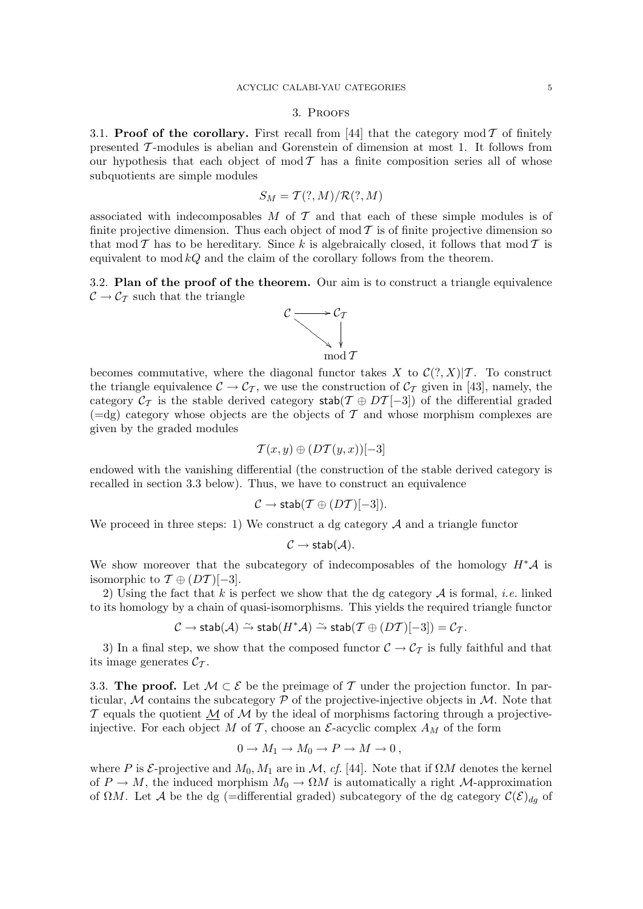## 3. Proofs

**3.1. Proof of the corollary.** First recall from [44] that the category $\operatorname{mod}\mathcal{T}$ of finitely presented $\mathcal{T}$-modules is abelian and Gorenstein of dimension at most 1. It follows from our hypothesis that each object of $\operatorname{mod}\mathcal{T}$ has a finite composition series all of whose subquotients are simple modules

$$S_M = \mathcal{T}(?, M)/\mathcal{R}(?, M)$$

associated with indecomposables $M$ of $\mathcal{T}$ and that each of these simple modules is of finite projective dimension. Thus each object of $\operatorname{mod}\mathcal{T}$ is of finite projective dimension so that $\operatorname{mod}\mathcal{T}$ has to be hereditary. Since $k$ is algebraically closed, it follows that $\operatorname{mod}\mathcal{T}$ is equivalent to $\operatorname{mod} kQ$ and the claim of the corollary follows from the theorem.

**3.2. Plan of the proof of the theorem.** Our aim is to construct a triangle equivalence $\mathcal{C} \to \mathcal{C}_{\mathcal{T}}$ such that the triangle

$$\begin{array}{ccc} \mathcal{C} & \longrightarrow & \mathcal{C}_{\mathcal{T}} \\ & \searrow & \downarrow \\ & & \operatorname{mod}\mathcal{T} \end{array}$$

becomes commutative, where the diagonal functor takes $X$ to $\mathcal{C}(?, X)|\mathcal{T}$. To construct the triangle equivalence $\mathcal{C} \to \mathcal{C}_{\mathcal{T}}$, we use the construction of $\mathcal{C}_{\mathcal{T}}$ given in [43], namely, the category $\mathcal{C}_{\mathcal{T}}$ is the stable derived category $\mathsf{stab}(\mathcal{T} \oplus D\mathcal{T}[-3])$ of the differential graded (=dg) category whose objects are the objects of $\mathcal{T}$ and whose morphism complexes are given by the graded modules

$$\mathcal{T}(x, y) \oplus (D\mathcal{T}(y, x))[-3]$$

endowed with the vanishing differential (the construction of the stable derived category is recalled in section 3.3 below). Thus, we have to construct an equivalence

$$\mathcal{C} \to \mathsf{stab}(\mathcal{T} \oplus (D\mathcal{T})[-3]).$$

We proceed in three steps: 1) We construct a dg category $\mathcal{A}$ and a triangle functor

$$\mathcal{C} \to \mathsf{stab}(\mathcal{A}).$$

We show moreover that the subcategory of indecomposables of the homology $H^*\mathcal{A}$ is isomorphic to $\mathcal{T} \oplus (D\mathcal{T})[-3]$.

2) Using the fact that $k$ is perfect we show that the dg category $\mathcal{A}$ is formal, *i.e.* linked to its homology by a chain of quasi-isomorphisms. This yields the required triangle functor

$$\mathcal{C} \to \mathsf{stab}(\mathcal{A}) \xrightarrow{\sim} \mathsf{stab}(H^*\mathcal{A}) \xrightarrow{\sim} \mathsf{stab}(\mathcal{T} \oplus (D\mathcal{T})[-3]) = \mathcal{C}_{\mathcal{T}}.$$

3) In a final step, we show that the composed functor $\mathcal{C} \to \mathcal{C}_{\mathcal{T}}$ is fully faithful and that its image generates $\mathcal{C}_{\mathcal{T}}$.

**3.3. The proof.** Let $\mathcal{M} \subset \mathcal{E}$ be the preimage of $\mathcal{T}$ under the projection functor. In particular, $\mathcal{M}$ contains the subcategory $\mathcal{P}$ of the projective-injective objects in $\mathcal{M}$. Note that $\mathcal{T}$ equals the quotient $\underline{\mathcal{M}}$ of $\mathcal{M}$ by the ideal of morphisms factoring through a projective-injective. For each object $M$ of $\mathcal{T}$, choose an $\mathcal{E}$-acyclic complex $A_M$ of the form

$$0 \to M_1 \to M_0 \to P \to M \to 0\,,$$

where $P$ is $\mathcal{E}$-projective and $M_0, M_1$ are in $\mathcal{M}$, *cf.* [44]. Note that if $\Omega M$ denotes the kernel of $P \to M$, the induced morphism $M_0 \to \Omega M$ is automatically a right $\mathcal{M}$-approximation of $\Omega M$. Let $\mathcal{A}$ be the dg (=differential graded) subcategory of the dg category $\mathcal{C}(\mathcal{E})_{dg}$ of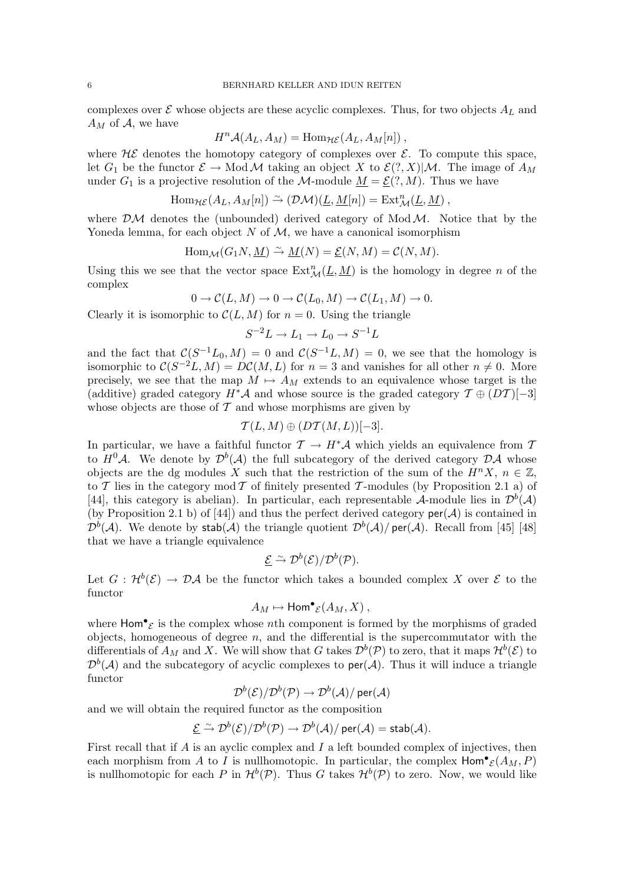complexes over $\mathcal{E}$ whose objects are these acyclic complexes. Thus, for two objects $A_L$ and $A_M$ of $\mathcal{A}$, we have

$$H^n\mathcal{A}(A_L, A_M) = \mathrm{Hom}_{\mathcal{H}\mathcal{E}}(A_L, A_M[n]) ,$$

where $\mathcal{H}\mathcal{E}$ denotes the homotopy category of complexes over $\mathcal{E}$. To compute this space, let $G_1$ be the functor $\mathcal{E} \to \mathrm{Mod}\,\mathcal{M}$ taking an object $X$ to $\mathcal{E}(?, X)|\mathcal{M}$. The image of $A_M$ under $G_1$ is a projective resolution of the $\mathcal{M}$-module $\underline{M} = \underline{\mathcal{E}}(?, M)$. Thus we have

$$\mathrm{Hom}_{\mathcal{H}\mathcal{E}}(A_L, A_M[n]) \xrightarrow{\sim} (\mathcal{D}\mathcal{M})(\underline{L}, \underline{M}[n]) = \mathrm{Ext}^n_{\mathcal{M}}(\underline{L}, \underline{M}) ,$$

where $\mathcal{D}\mathcal{M}$ denotes the (unbounded) derived category of $\mathrm{Mod}\,\mathcal{M}$. Notice that by the Yoneda lemma, for each object $N$ of $\mathcal{M}$, we have a canonical isomorphism

$$\mathrm{Hom}_{\mathcal{M}}(G_1 N, \underline{M}) \xrightarrow{\sim} \underline{M}(N) = \underline{\mathcal{E}}(N, M) = \mathcal{C}(N, M).$$

Using this we see that the vector space $\mathrm{Ext}^n_{\mathcal{M}}(\underline{L}, \underline{M})$ is the homology in degree $n$ of the complex

$$0 \to \mathcal{C}(L, M) \to 0 \to \mathcal{C}(L_0, M) \to \mathcal{C}(L_1, M) \to 0.$$

Clearly it is isomorphic to $\mathcal{C}(L, M)$ for $n = 0$. Using the triangle

$$S^{-2}L \to L_1 \to L_0 \to S^{-1}L$$

and the fact that $\mathcal{C}(S^{-1}L_0, M) = 0$ and $\mathcal{C}(S^{-1}L, M) = 0$, we see that the homology is isomorphic to $\mathcal{C}(S^{-2}L, M) = D\mathcal{C}(M, L)$ for $n = 3$ and vanishes for all other $n \neq 0$. More precisely, we see that the map $M \mapsto A_M$ extends to an equivalence whose target is the (additive) graded category $H^*\mathcal{A}$ and whose source is the graded category $\mathcal{T} \oplus (D\mathcal{T})[-3]$ whose objects are those of $\mathcal{T}$ and whose morphisms are given by

$$\mathcal{T}(L, M) \oplus (D\mathcal{T}(M, L))[-3].$$

In particular, we have a faithful functor $\mathcal{T} \to H^*\mathcal{A}$ which yields an equivalence from $\mathcal{T}$ to $H^0\mathcal{A}$. We denote by $\mathcal{D}^b(\mathcal{A})$ the full subcategory of the derived category $\mathcal{D}\mathcal{A}$ whose objects are the dg modules $X$ such that the restriction of the sum of the $H^nX$, $n \in \mathbb{Z}$, to $\mathcal{T}$ lies in the category $\mathrm{mod}\,\mathcal{T}$ of finitely presented $\mathcal{T}$-modules (by Proposition 2.1 a) of [44], this category is abelian). In particular, each representable $\mathcal{A}$-module lies in $\mathcal{D}^b(\mathcal{A})$ (by Proposition 2.1 b) of [44]) and thus the perfect derived category $\mathsf{per}(\mathcal{A})$ is contained in $\mathcal{D}^b(\mathcal{A})$. We denote by $\mathsf{stab}(\mathcal{A})$ the triangle quotient $\mathcal{D}^b(\mathcal{A})/\,\mathsf{per}(\mathcal{A})$. Recall from [45] [48] that we have a triangle equivalence

$$\underline{\mathcal{E}} \xrightarrow{\sim} \mathcal{D}^b(\mathcal{E})/\mathcal{D}^b(\mathcal{P}).$$

Let $G : \mathcal{H}^b(\mathcal{E}) \to \mathcal{D}\mathcal{A}$ be the functor which takes a bounded complex $X$ over $\mathcal{E}$ to the functor

$$A_M \mapsto \mathsf{Hom}^\bullet{}_{\mathcal{E}}(A_M, X) ,$$

where $\mathsf{Hom}^\bullet{}_{\mathcal{E}}$ is the complex whose $n$th component is formed by the morphisms of graded objects, homogeneous of degree $n$, and the differential is the supercommutator with the differentials of $A_M$ and $X$. We will show that $G$ takes $\mathcal{D}^b(\mathcal{P})$ to zero, that it maps $\mathcal{H}^b(\mathcal{E})$ to $\mathcal{D}^b(\mathcal{A})$ and the subcategory of acyclic complexes to $\mathsf{per}(\mathcal{A})$. Thus it will induce a triangle functor

$$\mathcal{D}^b(\mathcal{E})/\mathcal{D}^b(\mathcal{P}) \to \mathcal{D}^b(\mathcal{A})/\,\mathsf{per}(\mathcal{A})$$

and we will obtain the required functor as the composition

$$\underline{\mathcal{E}} \xrightarrow{\sim} \mathcal{D}^b(\mathcal{E})/\mathcal{D}^b(\mathcal{P}) \to \mathcal{D}^b(\mathcal{A})/\,\mathsf{per}(\mathcal{A}) = \mathsf{stab}(\mathcal{A}).$$

First recall that if $A$ is an ayclic complex and $I$ a left bounded complex of injectives, then each morphism from $A$ to $I$ is nullhomotopic. In particular, the complex $\mathsf{Hom}^\bullet{}_{\mathcal{E}}(A_M, P)$ is nullhomotopic for each $P$ in $\mathcal{H}^b(\mathcal{P})$. Thus $G$ takes $\mathcal{H}^b(\mathcal{P})$ to zero. Now, we would like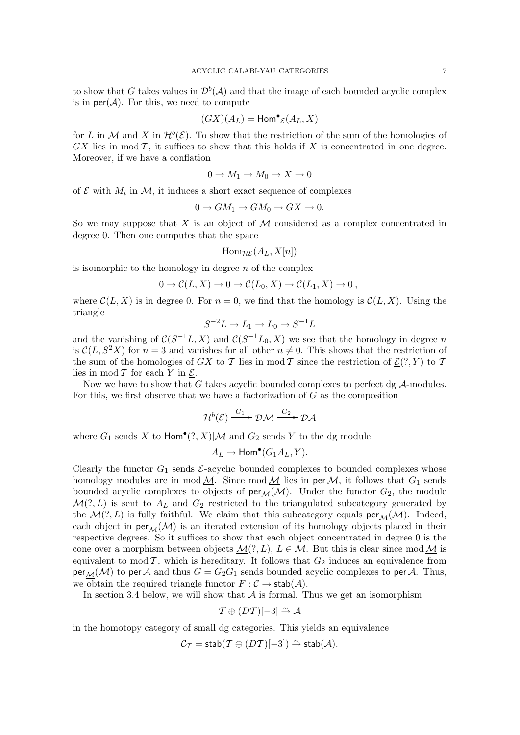to show that $G$ takes values in $\mathcal{D}^b(\mathcal{A})$ and that the image of each bounded acyclic complex is in $\mathsf{per}(\mathcal{A})$. For this, we need to compute

$$(GX)(A_L) = \mathsf{Hom}^\bullet{}_{\mathcal{E}}(A_L, X)$$

for $L$ in $\mathcal{M}$ and $X$ in $\mathcal{H}^b(\mathcal{E})$. To show that the restriction of the sum of the homologies of $GX$ lies in $\operatorname{mod} \mathcal{T}$, it suffices to show that this holds if $X$ is concentrated in one degree. Moreover, if we have a conflation

$$0 \to M_1 \to M_0 \to X \to 0$$

of $\mathcal{E}$ with $M_i$ in $\mathcal{M}$, it induces a short exact sequence of complexes

$$0 \to GM_1 \to GM_0 \to GX \to 0.$$

So we may suppose that $X$ is an object of $\mathcal{M}$ considered as a complex concentrated in degree 0. Then one computes that the space

$$\operatorname{Hom}_{\mathcal{HE}}(A_L, X[n])$$

is isomorphic to the homology in degree $n$ of the complex

$$0 \to \mathcal{C}(L, X) \to 0 \to \mathcal{C}(L_0, X) \to \mathcal{C}(L_1, X) \to 0\,,$$

where $\mathcal{C}(L, X)$ is in degree 0. For $n = 0$, we find that the homology is $\mathcal{C}(L, X)$. Using the triangle

$$S^{-2}L \to L_1 \to L_0 \to S^{-1}L$$

and the vanishing of $\mathcal{C}(S^{-1}L, X)$ and $\mathcal{C}(S^{-1}L_0, X)$ we see that the homology in degree $n$ is $\mathcal{C}(L, S^2X)$ for $n = 3$ and vanishes for all other $n \neq 0$. This shows that the restriction of the sum of the homologies of $GX$ to $\mathcal{T}$ lies in $\operatorname{mod} \mathcal{T}$ since the restriction of $\underline{\mathcal{E}}(?, Y)$ to $\mathcal{T}$ lies in $\operatorname{mod} \mathcal{T}$ for each $Y$ in $\underline{\mathcal{E}}$.

Now we have to show that $G$ takes acyclic bounded complexes to perfect dg $\mathcal{A}$-modules. For this, we first observe that we have a factorization of $G$ as the composition

$$\mathcal{H}^b(\mathcal{E}) \xrightarrow{G_1} \mathcal{DM} \xrightarrow{G_2} \mathcal{DA}$$

where $G_1$ sends $X$ to $\mathsf{Hom}^\bullet(?, X)|\mathcal{M}$ and $G_2$ sends $Y$ to the dg module

$$A_L \mapsto \mathsf{Hom}^\bullet(G_1 A_L, Y).$$

Clearly the functor $G_1$ sends $\mathcal{E}$-acyclic bounded complexes to bounded complexes whose homology modules are in $\operatorname{mod} \underline{\mathcal{M}}$. Since $\operatorname{mod} \underline{\mathcal{M}}$ lies in $\mathsf{per}\, \mathcal{M}$, it follows that $G_1$ sends bounded acyclic complexes to objects of $\mathsf{per}_{\underline{\mathcal{M}}}(\mathcal{M})$. Under the functor $G_2$, the module $\underline{\mathcal{M}}(?, L)$ is sent to $A_L$ and $G_2$ restricted to the triangulated subcategory generated by the $\underline{\mathcal{M}}(?, L)$ is fully faithful. We claim that this subcategory equals $\mathsf{per}_{\underline{\mathcal{M}}}(\mathcal{M})$. Indeed, each object in $\mathsf{per}_{\underline{\mathcal{M}}}(\mathcal{M})$ is an iterated extension of its homology objects placed in their respective degrees. So it suffices to show that each object concentrated in degree 0 is the cone over a morphism between objects $\underline{\mathcal{M}}(?, L)$, $L \in \mathcal{M}$. But this is clear since $\operatorname{mod} \underline{\mathcal{M}}$ is equivalent to $\operatorname{mod} \mathcal{T}$, which is hereditary. It follows that $G_2$ induces an equivalence from $\mathsf{per}_{\underline{\mathcal{M}}}(\mathcal{M})$ to $\mathsf{per}\, \mathcal{A}$ and thus $G = G_2 G_1$ sends bounded acyclic complexes to $\mathsf{per}\, \mathcal{A}$. Thus, we obtain the required triangle functor $F : \mathcal{C} \to \mathsf{stab}(\mathcal{A})$.

In section 3.4 below, we will show that $\mathcal{A}$ is formal. Thus we get an isomorphism

$$\mathcal{T} \oplus (D\mathcal{T})[-3] \xrightarrow{\sim} \mathcal{A}$$

in the homotopy category of small dg categories. This yields an equivalence

$$\mathcal{C}_{\mathcal{T}} = \mathsf{stab}(\mathcal{T} \oplus (D\mathcal{T})[-3]) \xrightarrow{\sim} \mathsf{stab}(\mathcal{A}).$$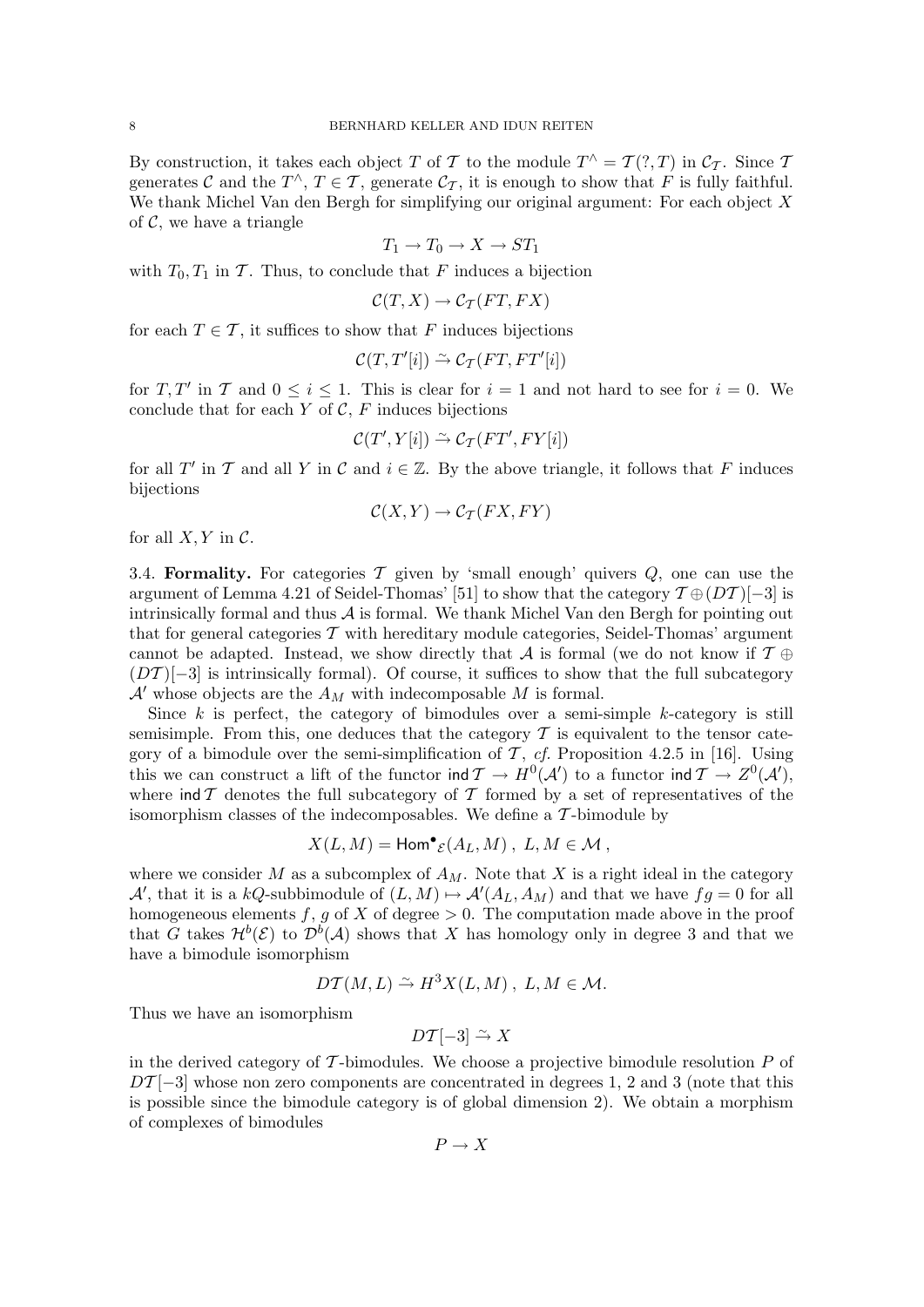By construction, it takes each object $T$ of $\mathcal{T}$ to the module $T^\wedge = \mathcal{T}(?, T)$ in $\mathcal{C}_\mathcal{T}$. Since $\mathcal{T}$ generates $\mathcal{C}$ and the $T^\wedge$, $T \in \mathcal{T}$, generate $\mathcal{C}_\mathcal{T}$, it is enough to show that $F$ is fully faithful. We thank Michel Van den Bergh for simplifying our original argument: For each object $X$ of $\mathcal{C}$, we have a triangle

$$T_1 \to T_0 \to X \to ST_1$$

with $T_0, T_1$ in $\mathcal{T}$. Thus, to conclude that $F$ induces a bijection

$$\mathcal{C}(T, X) \to \mathcal{C}_\mathcal{T}(FT, FX)$$

for each $T \in \mathcal{T}$, it suffices to show that $F$ induces bijections

$$\mathcal{C}(T, T'[i]) \xrightarrow{\sim} \mathcal{C}_\mathcal{T}(FT, FT'[i])$$

for $T, T'$ in $\mathcal{T}$ and $0 \leq i \leq 1$. This is clear for $i = 1$ and not hard to see for $i = 0$. We conclude that for each $Y$ of $\mathcal{C}$, $F$ induces bijections

$$\mathcal{C}(T', Y[i]) \xrightarrow{\sim} \mathcal{C}_\mathcal{T}(FT', FY[i])$$

for all $T'$ in $\mathcal{T}$ and all $Y$ in $\mathcal{C}$ and $i \in \mathbb{Z}$. By the above triangle, it follows that $F$ induces bijections

$$\mathcal{C}(X, Y) \to \mathcal{C}_\mathcal{T}(FX, FY)$$

for all $X, Y$ in $\mathcal{C}$.

3.4. **Formality.** For categories $\mathcal{T}$ given by 'small enough' quivers $Q$, one can use the argument of Lemma 4.21 of Seidel-Thomas' [51] to show that the category $\mathcal{T} \oplus (D\mathcal{T})[-3]$ is intrinsically formal and thus $\mathcal{A}$ is formal. We thank Michel Van den Bergh for pointing out that for general categories $\mathcal{T}$ with hereditary module categories, Seidel-Thomas' argument cannot be adapted. Instead, we show directly that $\mathcal{A}$ is formal (we do not know if $\mathcal{T} \oplus (D\mathcal{T})[-3]$ is intrinsically formal). Of course, it suffices to show that the full subcategory $\mathcal{A}'$ whose objects are the $A_M$ with indecomposable $M$ is formal.

Since $k$ is perfect, the category of bimodules over a semi-simple $k$-category is still semisimple. From this, one deduces that the category $\mathcal{T}$ is equivalent to the tensor category of a bimodule over the semi-simplification of $\mathcal{T}$, *cf.* Proposition 4.2.5 in [16]. Using this we can construct a lift of the functor $\operatorname{ind}\mathcal{T} \to H^0(\mathcal{A}')$ to a functor $\operatorname{ind}\mathcal{T} \to Z^0(\mathcal{A}')$, where $\operatorname{ind}\mathcal{T}$ denotes the full subcategory of $\mathcal{T}$ formed by a set of representatives of the isomorphism classes of the indecomposables. We define a $\mathcal{T}$-bimodule by

$$X(L, M) = \mathsf{Hom}^\bullet{}_\mathcal{E}(A_L, M) \ , \ L, M \in \mathcal{M} \ ,$$

where we consider $M$ as a subcomplex of $A_M$. Note that $X$ is a right ideal in the category $\mathcal{A}'$, that it is a $kQ$-subbimodule of $(L, M) \mapsto \mathcal{A}'(A_L, A_M)$ and that we have $fg = 0$ for all homogeneous elements $f$, $g$ of $X$ of degree $> 0$. The computation made above in the proof that $G$ takes $\mathcal{H}^b(\mathcal{E})$ to $\mathcal{D}^b(\mathcal{A})$ shows that $X$ has homology only in degree 3 and that we have a bimodule isomorphism

$$D\mathcal{T}(M, L) \xrightarrow{\sim} H^3 X(L, M) \ , \ L, M \in \mathcal{M}.$$

Thus we have an isomorphism

$$D\mathcal{T}[-3] \xrightarrow{\sim} X$$

in the derived category of $\mathcal{T}$-bimodules. We choose a projective bimodule resolution $P$ of $D\mathcal{T}[-3]$ whose non zero components are concentrated in degrees 1, 2 and 3 (note that this is possible since the bimodule category is of global dimension 2). We obtain a morphism of complexes of bimodules

$$P \to X$$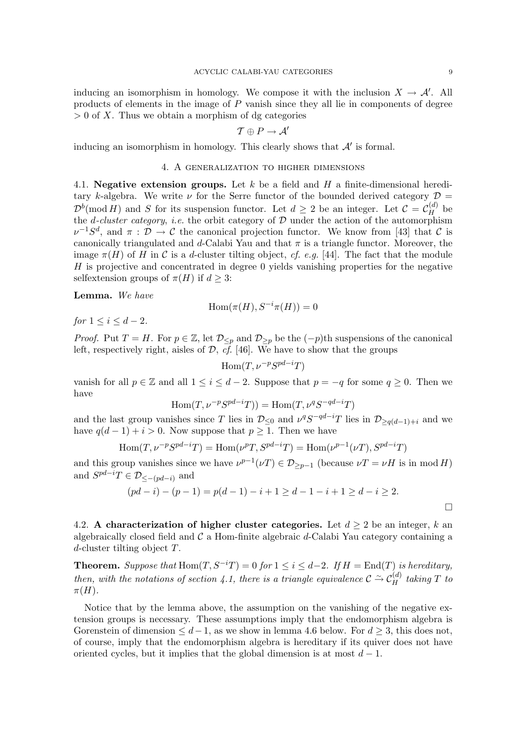inducing an isomorphism in homology. We compose it with the inclusion $X \to \mathcal{A}'$. All products of elements in the image of $P$ vanish since they all lie in components of degree $> 0$ of $X$. Thus we obtain a morphism of dg categories

$$\mathcal{T} \oplus P \to \mathcal{A}'$$

inducing an isomorphism in homology. This clearly shows that $\mathcal{A}'$ is formal.

## 4. A generalization to higher dimensions

**4.1. Negative extension groups.** Let $k$ be a field and $H$ a finite-dimensional hereditary $k$-algebra. We write $\nu$ for the Serre functor of the bounded derived category $\mathcal{D} = \mathcal{D}^b(\operatorname{mod} H)$ and $S$ for its suspension functor. Let $d \geq 2$ be an integer. Let $\mathcal{C} = \mathcal{C}_H^{(d)}$ be the *d-cluster category*, *i.e.* the orbit category of $\mathcal{D}$ under the action of the automorphism $\nu^{-1}S^d$, and $\pi : \mathcal{D} \to \mathcal{C}$ the canonical projection functor. We know from [43] that $\mathcal{C}$ is canonically triangulated and $d$-Calabi Yau and that $\pi$ is a triangle functor. Moreover, the image $\pi(H)$ of $H$ in $\mathcal{C}$ is a $d$-cluster tilting object, *cf. e.g.* [44]. The fact that the module $H$ is projective and concentrated in degree 0 yields vanishing properties for the negative selfextension groups of $\pi(H)$ if $d \geq 3$:

**Lemma.** *We have*

$$\operatorname{Hom}(\pi(H), S^{-i}\pi(H)) = 0$$

*for* $1 \leq i \leq d-2$.

*Proof.* Put $T = H$. For $p \in \mathbb{Z}$, let $\mathcal{D}_{\leq p}$ and $\mathcal{D}_{\geq p}$ be the $(-p)$th suspensions of the canonical left, respectively right, aisles of $\mathcal{D}$, *cf.* [46]. We have to show that the groups

$$\operatorname{Hom}(T, \nu^{-p}S^{pd-i}T)$$

vanish for all $p \in \mathbb{Z}$ and all $1 \leq i \leq d-2$. Suppose that $p = -q$ for some $q \geq 0$. Then we have

$$\operatorname{Hom}(T, \nu^{-p}S^{pd-i}T)) = \operatorname{Hom}(T, \nu^{q}S^{-qd-i}T)$$

and the last group vanishes since $T$ lies in $\mathcal{D}_{\leq 0}$ and $\nu^q S^{-qd-i}T$ lies in $\mathcal{D}_{\geq q(d-1)+i}$ and we have $q(d-1)+i > 0$. Now suppose that $p \geq 1$. Then we have

$$\operatorname{Hom}(T, \nu^{-p}S^{pd-i}T) = \operatorname{Hom}(\nu^{p}T, S^{pd-i}T) = \operatorname{Hom}(\nu^{p-1}(\nu T), S^{pd-i}T)$$

and this group vanishes since we have $\nu^{p-1}(\nu T) \in \mathcal{D}_{\geq p-1}$ (because $\nu T = \nu H$ is in $\operatorname{mod} H$) and $S^{pd-i}T \in \mathcal{D}_{\leq -(pd-i)}$ and

$$(pd-i) - (p-1) = p(d-1) - i + 1 \geq d - 1 - i + 1 \geq d - i \geq 2.$$

$\square$

**4.2. A characterization of higher cluster categories.** Let $d \geq 2$ be an integer, $k$ an algebraically closed field and $\mathcal{C}$ a Hom-finite algebraic $d$-Calabi Yau category containing a $d$-cluster tilting object $T$.

**Theorem.** *Suppose that* $\operatorname{Hom}(T, S^{-i}T) = 0$ *for* $1 \leq i \leq d-2$. *If* $H = \operatorname{End}(T)$ *is hereditary, then, with the notations of section 4.1, there is a triangle equivalence* $\mathcal{C} \xrightarrow{\sim} \mathcal{C}_H^{(d)}$ *taking* $T$ *to* $\pi(H)$.

Notice that by the lemma above, the assumption on the vanishing of the negative extension groups is necessary. These assumptions imply that the endomorphism algebra is Gorenstein of dimension $\leq d-1$, as we show in lemma 4.6 below. For $d \geq 3$, this does not, of course, imply that the endomorphism algebra is hereditary if its quiver does not have oriented cycles, but it implies that the global dimension is at most $d-1$.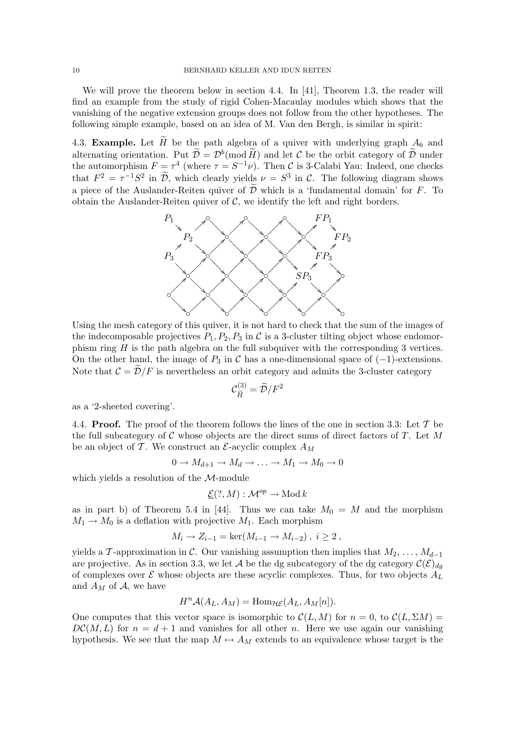We will prove the theorem below in section 4.4. In [41], Theorem 1.3, the reader will find an example from the study of rigid Cohen-Macaulay modules which shows that the vanishing of the negative extension groups does not follow from the other hypotheses. The following simple example, based on an idea of M. Van den Bergh, is similar in spirit:

**4.3. Example.** Let $\widetilde{H}$ be the path algebra of a quiver with underlying graph $A_6$ and alternating orientation. Put $\widetilde{\mathcal{D}} = \mathcal{D}^b(\operatorname{mod} \widetilde{H})$ and let $\mathcal{C}$ be the orbit category of $\widetilde{\mathcal{D}}$ under the automorphism $F = \tau^4$ (where $\tau = S^{-1}\nu$). Then $\mathcal{C}$ is 3-Calabi Yau: Indeed, one checks that $F^2 = \tau^{-1}S^2$ in $\widetilde{\mathcal{D}}$, which clearly yields $\nu = S^3$ in $\mathcal{C}$. The following diagram shows a piece of the Auslander-Reiten quiver of $\widetilde{\mathcal{D}}$ which is a 'fundamental domain' for $F$. To obtain the Auslander-Reiten quiver of $\mathcal{C}$, we identify the left and right borders.

Using the mesh category of this quiver, it is not hard to check that the sum of the images of the indecomposable projectives $P_1, P_2, P_3$ in $\mathcal{C}$ is a 3-cluster tilting object whose endomorphism ring $H$ is the path algebra on the full subquiver with the corresponding 3 vertices. On the other hand, the image of $P_3$ in $\mathcal{C}$ has a one-dimensional space of $(-1)$-extensions. Note that $\mathcal{C} = \widetilde{\mathcal{D}}/F$ is nevertheless an orbit category and admits the 3-cluster category

$$\mathcal{C}^{(3)}_{\widetilde{H}} = \widetilde{\mathcal{D}}/F^2$$

as a '2-sheeted covering'.

**4.4. Proof.** The proof of the theorem follows the lines of the one in section 3.3: Let $\mathcal{T}$ be the full subcategory of $\mathcal{C}$ whose objects are the direct sums of direct factors of $T$. Let $M$ be an object of $\mathcal{T}$. We construct an $\mathcal{E}$-acyclic complex $A_M$

$$0 \to M_{d+1} \to M_d \to \ldots \to M_1 \to M_0 \to 0$$

which yields a resolution of the $\mathcal{M}$-module

$$\underline{\mathcal{E}}(?, M) : \mathcal{M}^{op} \to \operatorname{Mod} k$$

as in part b) of Theorem 5.4 in [44]. Thus we can take $M_0 = M$ and the morphism $M_1 \to M_0$ is a deflation with projective $M_1$. Each morphism

$$M_i \to Z_{i-1} = \ker(M_{i-1} \to M_{i-2}) \, , \; i \geq 2 \, ,$$

yields a $\mathcal{T}$-approximation in $\mathcal{C}$. Our vanishing assumption then implies that $M_2, \ldots, M_{d-1}$ are projective. As in section 3.3, we let $\mathcal{A}$ be the dg subcategory of the dg category $\mathcal{C}(\mathcal{E})_{dg}$ of complexes over $\mathcal{E}$ whose objects are these acyclic complexes. Thus, for two objects $A_L$ and $A_M$ of $\mathcal{A}$, we have

$$H^n\mathcal{A}(A_L, A_M) = \operatorname{Hom}_{\mathcal{H}\mathcal{E}}(A_L, A_M[n]).$$

One computes that this vector space is isomorphic to $\mathcal{C}(L, M)$ for $n = 0$, to $\mathcal{C}(L, \Sigma M) = D\mathcal{C}(M, L)$ for $n = d + 1$ and vanishes for all other $n$. Here we use again our vanishing hypothesis. We see that the map $M \mapsto A_M$ extends to an equivalence whose target is the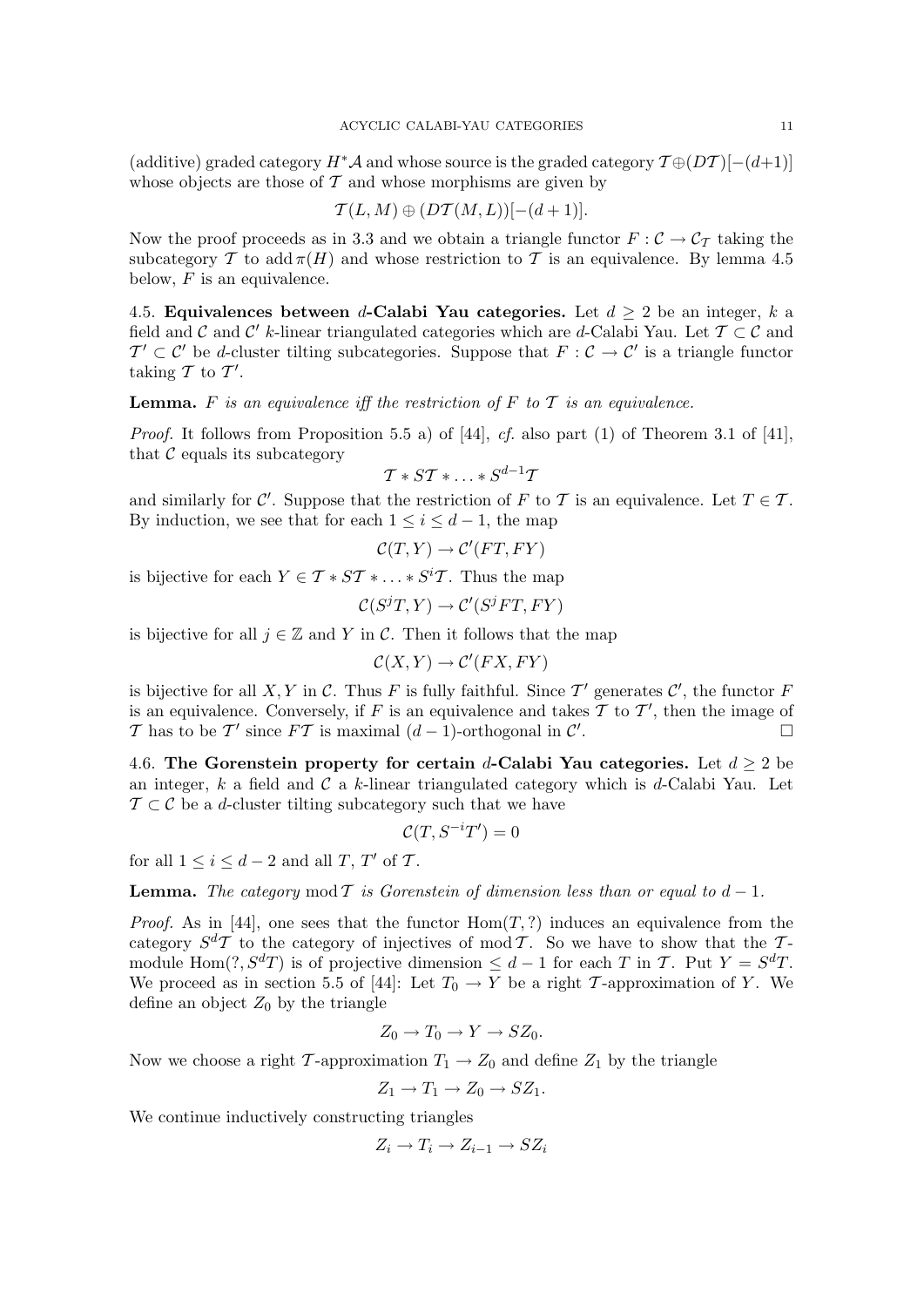(additive) graded category $H^*\mathcal{A}$ and whose source is the graded category $\mathcal{T}\oplus(D\mathcal{T})[-(d+1)]$ whose objects are those of $\mathcal{T}$ and whose morphisms are given by

$$\mathcal{T}(L,M)\oplus(D\mathcal{T}(M,L))[-(d+1)].$$

Now the proof proceeds as in 3.3 and we obtain a triangle functor $F:\mathcal{C}\to\mathcal{C}_{\mathcal{T}}$ taking the subcategory $\mathcal{T}$ to $\operatorname{add}\pi(H)$ and whose restriction to $\mathcal{T}$ is an equivalence. By lemma 4.5 below, $F$ is an equivalence.

4.5. **Equivalences between $d$-Calabi Yau categories.** Let $d\geq 2$ be an integer, $k$ a field and $\mathcal{C}$ and $\mathcal{C}'$ $k$-linear triangulated categories which are $d$-Calabi Yau. Let $\mathcal{T}\subset\mathcal{C}$ and $\mathcal{T}'\subset\mathcal{C}'$ be $d$-cluster tilting subcategories. Suppose that $F:\mathcal{C}\to\mathcal{C}'$ is a triangle functor taking $\mathcal{T}$ to $\mathcal{T}'$.

**Lemma.** *$F$ is an equivalence iff the restriction of $F$ to $\mathcal{T}$ is an equivalence.*

*Proof.* It follows from Proposition 5.5 a) of [44], *cf.* also part (1) of Theorem 3.1 of [41], that $\mathcal{C}$ equals its subcategory

$$\mathcal{T}*S\mathcal{T}*\ldots*S^{d-1}\mathcal{T}$$

and similarly for $\mathcal{C}'$. Suppose that the restriction of $F$ to $\mathcal{T}$ is an equivalence. Let $T\in\mathcal{T}$. By induction, we see that for each $1\leq i\leq d-1$, the map

$$\mathcal{C}(T,Y)\to\mathcal{C}'(FT,FY)$$

is bijective for each $Y\in\mathcal{T}*S\mathcal{T}*\ldots*S^i\mathcal{T}$. Thus the map

$$\mathcal{C}(S^jT,Y)\to\mathcal{C}'(S^jFT,FY)$$

is bijective for all $j\in\mathbb{Z}$ and $Y$ in $\mathcal{C}$. Then it follows that the map

$$\mathcal{C}(X,Y)\to\mathcal{C}'(FX,FY)$$

is bijective for all $X,Y$ in $\mathcal{C}$. Thus $F$ is fully faithful. Since $\mathcal{T}'$ generates $\mathcal{C}'$, the functor $F$ is an equivalence. Conversely, if $F$ is an equivalence and takes $\mathcal{T}$ to $\mathcal{T}'$, then the image of $\mathcal{T}$ has to be $\mathcal{T}'$ since $F\mathcal{T}$ is maximal $(d-1)$-orthogonal in $\mathcal{C}'$. □

4.6. **The Gorenstein property for certain $d$-Calabi Yau categories.** Let $d\geq 2$ be an integer, $k$ a field and $\mathcal{C}$ a $k$-linear triangulated category which is $d$-Calabi Yau. Let $\mathcal{T}\subset\mathcal{C}$ be a $d$-cluster tilting subcategory such that we have

$$\mathcal{C}(T,S^{-i}T')=0$$

for all $1\leq i\leq d-2$ and all $T$, $T'$ of $\mathcal{T}$.

**Lemma.** *The category $\operatorname{mod}\mathcal{T}$ is Gorenstein of dimension less than or equal to $d-1$.*

*Proof.* As in [44], one sees that the functor $\operatorname{Hom}(T,?)$ induces an equivalence from the category $S^d\mathcal{T}$ to the category of injectives of $\operatorname{mod}\mathcal{T}$. So we have to show that the $\mathcal{T}$-module $\operatorname{Hom}(?,S^dT)$ is of projective dimension $\leq d-1$ for each $T$ in $\mathcal{T}$. Put $Y=S^dT$. We proceed as in section 5.5 of [44]: Let $T_0\to Y$ be a right $\mathcal{T}$-approximation of $Y$. We define an object $Z_0$ by the triangle

$$Z_0\to T_0\to Y\to SZ_0.$$

Now we choose a right $\mathcal{T}$-approximation $T_1\to Z_0$ and define $Z_1$ by the triangle

$$Z_1\to T_1\to Z_0\to SZ_1.$$

We continue inductively constructing triangles

$$Z_i\to T_i\to Z_{i-1}\to SZ_i$$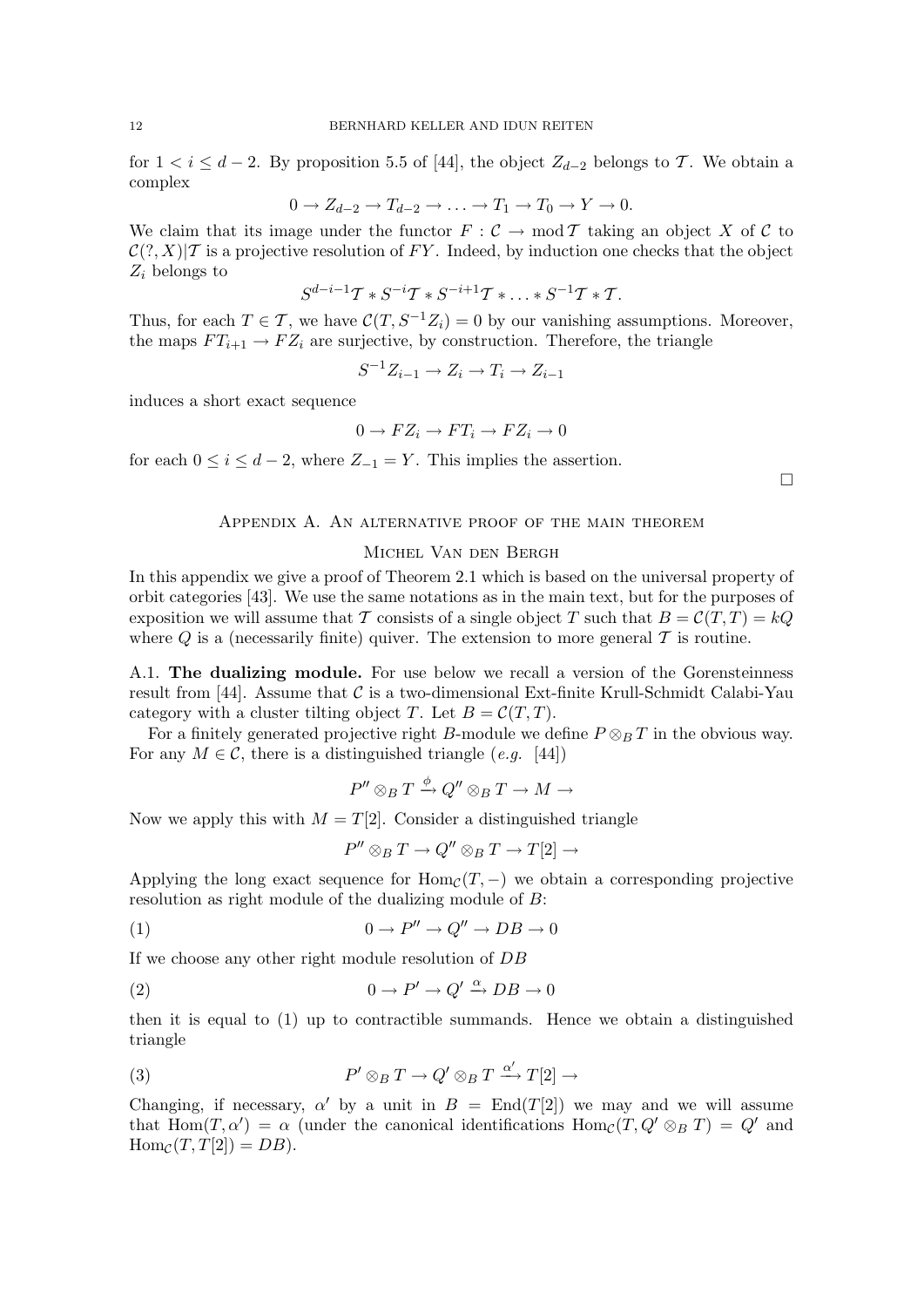for $1 < i \leq d-2$. By proposition 5.5 of [44], the object $Z_{d-2}$ belongs to $\mathcal{T}$. We obtain a complex

$$0 \to Z_{d-2} \to T_{d-2} \to \ldots \to T_1 \to T_0 \to Y \to 0.$$

We claim that its image under the functor $F : \mathcal{C} \to \operatorname{mod} \mathcal{T}$ taking an object $X$ of $\mathcal{C}$ to $\mathcal{C}(?, X)|\mathcal{T}$ is a projective resolution of $FY$. Indeed, by induction one checks that the object $Z_i$ belongs to

$$S^{d-i-1}\mathcal{T} * S^{-i}\mathcal{T} * S^{-i+1}\mathcal{T} * \ldots * S^{-1}\mathcal{T} * \mathcal{T}.$$

Thus, for each $T \in \mathcal{T}$, we have $\mathcal{C}(T, S^{-1}Z_i) = 0$ by our vanishing assumptions. Moreover, the maps $FT_{i+1} \to FZ_i$ are surjective, by construction. Therefore, the triangle

$$S^{-1}Z_{i-1} \to Z_i \to T_i \to Z_{i-1}$$

induces a short exact sequence

$$0 \to FZ_i \to FT_i \to FZ_i \to 0$$

for each $0 \leq i \leq d-2$, where $Z_{-1} = Y$. This implies the assertion.

□

## Appendix A. An alternative proof of the main theorem

### Michel Van den Bergh

In this appendix we give a proof of Theorem 2.1 which is based on the universal property of orbit categories [43]. We use the same notations as in the main text, but for the purposes of exposition we will assume that $\mathcal{T}$ consists of a single object $T$ such that $B = \mathcal{C}(T,T) = kQ$ where $Q$ is a (necessarily finite) quiver. The extension to more general $\mathcal{T}$ is routine.

**A.1. The dualizing module.** For use below we recall a version of the Gorensteinness result from [44]. Assume that $\mathcal{C}$ is a two-dimensional Ext-finite Krull-Schmidt Calabi-Yau category with a cluster tilting object $T$. Let $B = \mathcal{C}(T,T)$.

For a finitely generated projective right $B$-module we define $P \otimes_B T$ in the obvious way. For any $M \in \mathcal{C}$, there is a distinguished triangle (*e.g.* [44])

$$P'' \otimes_B T \xrightarrow{\phi} Q'' \otimes_B T \to M \to$$

Now we apply this with $M = T[2]$. Consider a distinguished triangle

$$P'' \otimes_B T \to Q'' \otimes_B T \to T[2] \to$$

Applying the long exact sequence for $\operatorname{Hom}_{\mathcal{C}}(T, -)$ we obtain a corresponding projective resolution as right module of the dualizing module of $B$:

$$0 \to P'' \to Q'' \to DB \to 0 \tag{1}$$

If we choose any other right module resolution of $DB$

$$0 \to P' \to Q' \xrightarrow{\alpha} DB \to 0 \tag{2}$$

then it is equal to (1) up to contractible summands. Hence we obtain a distinguished triangle

$$P' \otimes_B T \to Q' \otimes_B T \xrightarrow{\alpha'} T[2] \to \tag{3}$$

Changing, if necessary, $\alpha'$ by a unit in $B = \operatorname{End}(T[2])$ we may and we will assume that $\operatorname{Hom}(T, \alpha') = \alpha$ (under the canonical identifications $\operatorname{Hom}_{\mathcal{C}}(T, Q' \otimes_B T) = Q'$ and $\operatorname{Hom}_{\mathcal{C}}(T, T[2]) = DB$).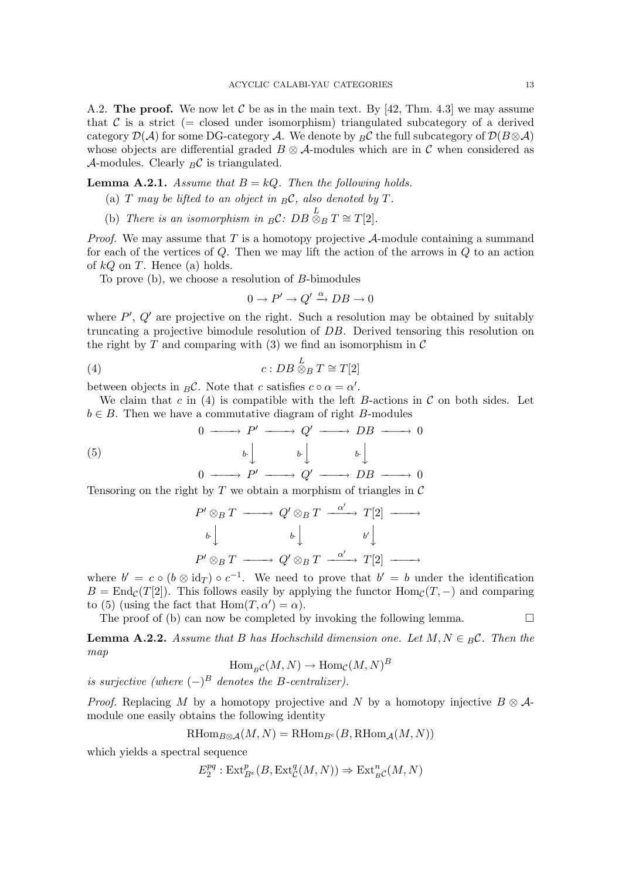A.2. **The proof.** We now let $\mathcal{C}$ be as in the main text. By [42, Thm. 4.3] we may assume that $\mathcal{C}$ is a strict (= closed under isomorphism) triangulated subcategory of a derived category $\mathcal{D}(\mathcal{A})$ for some DG-category $\mathcal{A}$. We denote by ${}_B\mathcal{C}$ the full subcategory of $\mathcal{D}(B\otimes\mathcal{A})$ whose objects are differential graded $B\otimes\mathcal{A}$-modules which are in $\mathcal{C}$ when considered as $\mathcal{A}$-modules. Clearly ${}_B\mathcal{C}$ is triangulated.

**Lemma A.2.1.** *Assume that $B = kQ$. Then the following holds.*

(a) *$T$ may be lifted to an object in ${}_B\mathcal{C}$, also denoted by $T$.*

(b) *There is an isomorphism in ${}_B\mathcal{C}$: $DB \overset{L}{\otimes}_B T \cong T[2]$.*

*Proof.* We may assume that $T$ is a homotopy projective $\mathcal{A}$-module containing a summand for each of the vertices of $Q$. Then we may lift the action of the arrows in $Q$ to an action of $kQ$ on $T$. Hence (a) holds.

To prove (b), we choose a resolution of $B$-bimodules

$$0 \to P' \to Q' \xrightarrow{\alpha} DB \to 0$$

where $P'$, $Q'$ are projective on the right. Such a resolution may be obtained by suitably truncating a projective bimodule resolution of $DB$. Derived tensoring this resolution on the right by $T$ and comparing with (3) we find an isomorphism in $\mathcal{C}$

$$c : DB \overset{L}{\otimes}_B T \cong T[2] \tag{4}$$

between objects in ${}_B\mathcal{C}$. Note that $c$ satisfies $c\circ\alpha = \alpha'$.

We claim that $c$ in (4) is compatible with the left $B$-actions in $\mathcal{C}$ on both sides. Let $b\in B$. Then we have a commutative diagram of right $B$-modules

$$\begin{array}{ccccccccc} 0 & \longrightarrow & P' & \longrightarrow & Q' & \longrightarrow & DB & \longrightarrow & 0 \\ & & \Big\downarrow{\scriptstyle b\cdot} & & \Big\downarrow{\scriptstyle b\cdot} & & \Big\downarrow{\scriptstyle b\cdot} & & \\ 0 & \longrightarrow & P' & \longrightarrow & Q' & \longrightarrow & DB & \longrightarrow & 0 \end{array} \tag{5}$$

Tensoring on the right by $T$ we obtain a morphism of triangles in $\mathcal{C}$

$$\begin{array}{ccccccc} P'\otimes_B T & \longrightarrow & Q'\otimes_B T & \xrightarrow{\alpha'} & T[2] & \longrightarrow & \\ \Big\downarrow{\scriptstyle b\cdot} & & \Big\downarrow{\scriptstyle b\cdot} & & \Big\downarrow{\scriptstyle b'} & & \\ P'\otimes_B T & \longrightarrow & Q'\otimes_B T & \xrightarrow{\alpha'} & T[2] & \longrightarrow & \end{array}$$

where $b' = c\circ(b\otimes \mathrm{id}_T)\circ c^{-1}$. We need to prove that $b' = b$ under the identification $B = \mathrm{End}_{\mathcal{C}}(T[2])$. This follows easily by applying the functor $\mathrm{Hom}_{\mathcal{C}}(T,-)$ and comparing to (5) (using the fact that $\mathrm{Hom}(T,\alpha') = \alpha$).

The proof of (b) can now be completed by invoking the following lemma. $\square$

**Lemma A.2.2.** *Assume that $B$ has Hochschild dimension one. Let $M,N\in {}_B\mathcal{C}$. Then the map*

$$\mathrm{Hom}_{{}_B\mathcal{C}}(M,N)\to \mathrm{Hom}_{\mathcal{C}}(M,N)^B$$

*is surjective (where $(-)^B$ denotes the $B$-centralizer).*

*Proof.* Replacing $M$ by a homotopy projective and $N$ by a homotopy injective $B\otimes\mathcal{A}$-module one easily obtains the following identity

$$\mathrm{RHom}_{B\otimes\mathcal{A}}(M,N) = \mathrm{RHom}_{B^e}(B, \mathrm{RHom}_{\mathcal{A}}(M,N))$$

which yields a spectral sequence

$$E_2^{pq} : \mathrm{Ext}^p_{B^e}(B, \mathrm{Ext}^q_{\mathcal{C}}(M,N)) \Rightarrow \mathrm{Ext}^n_{{}_B\mathcal{C}}(M,N)$$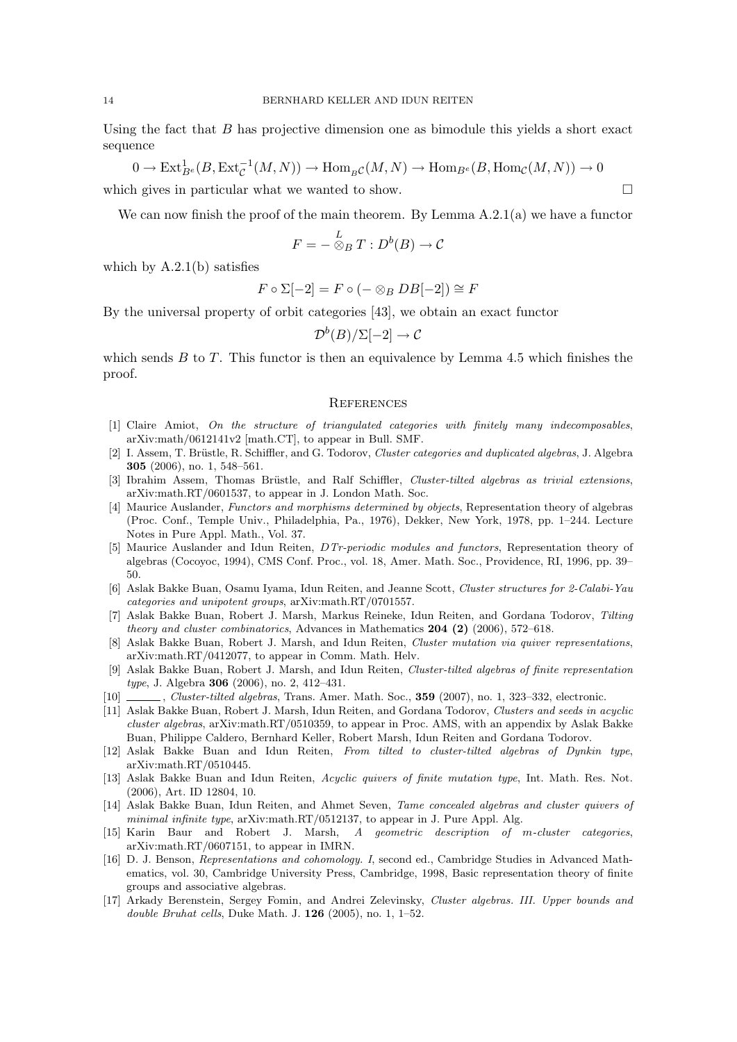Using the fact that $B$ has projective dimension one as bimodule this yields a short exact sequence

$$0 \to \operatorname{Ext}^1_{B^e}(B, \operatorname{Ext}^{-1}_{\mathcal{C}}(M, N)) \to \operatorname{Hom}_{B\mathcal{C}}(M, N) \to \operatorname{Hom}_{B^e}(B, \operatorname{Hom}_{\mathcal{C}}(M, N)) \to 0$$

which gives in particular what we wanted to show. □

We can now finish the proof of the main theorem. By Lemma A.2.1(a) we have a functor

$$F = - \overset{L}{\otimes}_B T : D^b(B) \to \mathcal{C}$$

which by A.2.1(b) satisfies

$$F \circ \Sigma[-2] = F \circ (- \otimes_B DB[-2]) \cong F$$

By the universal property of orbit categories [43], we obtain an exact functor

$$\mathcal{D}^b(B)/\Sigma[-2] \to \mathcal{C}$$

which sends $B$ to $T$. This functor is then an equivalence by Lemma 4.5 which finishes the proof.

## References

[1] Claire Amiot, *On the structure of triangulated categories with finitely many indecomposables*, arXiv:math/0612141v2 [math.CT], to appear in Bull. SMF.

[2] I. Assem, T. Brüstle, R. Schiffler, and G. Todorov, *Cluster categories and duplicated algebras*, J. Algebra **305** (2006), no. 1, 548–561.

[3] Ibrahim Assem, Thomas Brüstle, and Ralf Schiffler, *Cluster-tilted algebras as trivial extensions*, arXiv:math.RT/0601537, to appear in J. London Math. Soc.

[4] Maurice Auslander, *Functors and morphisms determined by objects*, Representation theory of algebras (Proc. Conf., Temple Univ., Philadelphia, Pa., 1976), Dekker, New York, 1978, pp. 1–244. Lecture Notes in Pure Appl. Math., Vol. 37.

[5] Maurice Auslander and Idun Reiten, *DTr-periodic modules and functors*, Representation theory of algebras (Cocoyoc, 1994), CMS Conf. Proc., vol. 18, Amer. Math. Soc., Providence, RI, 1996, pp. 39–50.

[6] Aslak Bakke Buan, Osamu Iyama, Idun Reiten, and Jeanne Scott, *Cluster structures for 2-Calabi-Yau categories and unipotent groups*, arXiv:math.RT/0701557.

[7] Aslak Bakke Buan, Robert J. Marsh, Markus Reineke, Idun Reiten, and Gordana Todorov, *Tilting theory and cluster combinatorics*, Advances in Mathematics **204 (2)** (2006), 572–618.

[8] Aslak Bakke Buan, Robert J. Marsh, and Idun Reiten, *Cluster mutation via quiver representations*, arXiv:math.RT/0412077, to appear in Comm. Math. Helv.

[9] Aslak Bakke Buan, Robert J. Marsh, and Idun Reiten, *Cluster-tilted algebras of finite representation type*, J. Algebra **306** (2006), no. 2, 412–431.

[10] ______, *Cluster-tilted algebras*, Trans. Amer. Math. Soc., **359** (2007), no. 1, 323–332, electronic.

[11] Aslak Bakke Buan, Robert J. Marsh, Idun Reiten, and Gordana Todorov, *Clusters and seeds in acyclic cluster algebras*, arXiv:math.RT/0510359, to appear in Proc. AMS, with an appendix by Aslak Bakke Buan, Philippe Caldero, Bernhard Keller, Robert Marsh, Idun Reiten and Gordana Todorov.

[12] Aslak Bakke Buan and Idun Reiten, *From tilted to cluster-tilted algebras of Dynkin type*, arXiv:math.RT/0510445.

[13] Aslak Bakke Buan and Idun Reiten, *Acyclic quivers of finite mutation type*, Int. Math. Res. Not. (2006), Art. ID 12804, 10.

[14] Aslak Bakke Buan, Idun Reiten, and Ahmet Seven, *Tame concealed algebras and cluster quivers of minimal infinite type*, arXiv:math.RT/0512137, to appear in J. Pure Appl. Alg.

[15] Karin Baur and Robert J. Marsh, *A geometric description of m-cluster categories*, arXiv:math.RT/0607151, to appear in IMRN.

[16] D. J. Benson, *Representations and cohomology. I*, second ed., Cambridge Studies in Advanced Mathematics, vol. 30, Cambridge University Press, Cambridge, 1998, Basic representation theory of finite groups and associative algebras.

[17] Arkady Berenstein, Sergey Fomin, and Andrei Zelevinsky, *Cluster algebras. III. Upper bounds and double Bruhat cells*, Duke Math. J. **126** (2005), no. 1, 1–52.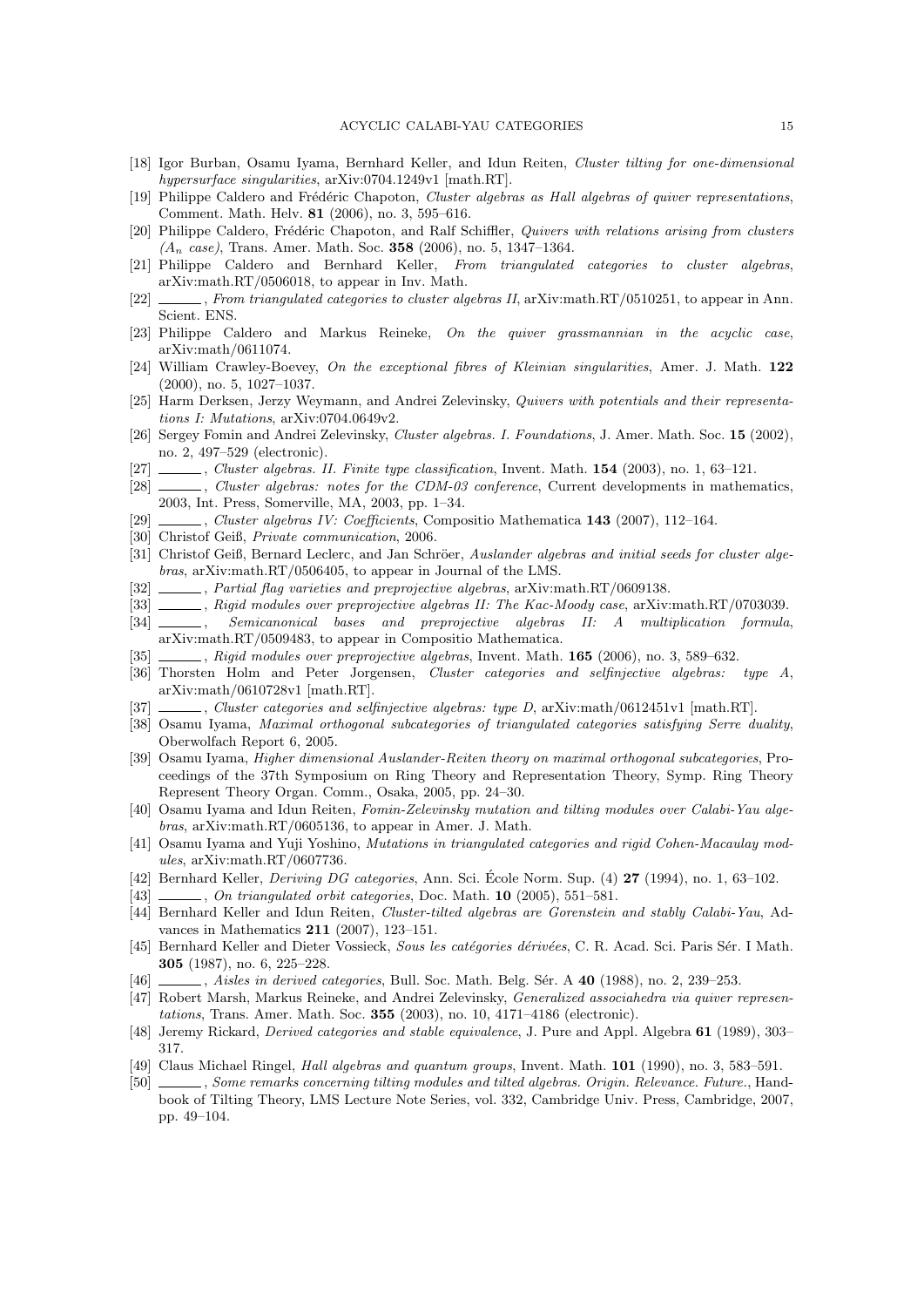[18] Igor Burban, Osamu Iyama, Bernhard Keller, and Idun Reiten, *Cluster tilting for one-dimensional hypersurface singularities*, arXiv:0704.1249v1 [math.RT].

[19] Philippe Caldero and Frédéric Chapoton, *Cluster algebras as Hall algebras of quiver representations*, Comment. Math. Helv. **81** (2006), no. 3, 595–616.

[20] Philippe Caldero, Frédéric Chapoton, and Ralf Schiffler, *Quivers with relations arising from clusters ($A_n$ case)*, Trans. Amer. Math. Soc. **358** (2006), no. 5, 1347–1364.

[21] Philippe Caldero and Bernhard Keller, *From triangulated categories to cluster algebras*, arXiv:math.RT/0506018, to appear in Inv. Math.

[22] ______, *From triangulated categories to cluster algebras II*, arXiv:math.RT/0510251, to appear in Ann. Scient. ENS.

[23] Philippe Caldero and Markus Reineke, *On the quiver grassmannian in the acyclic case*, arXiv:math/0611074.

[24] William Crawley-Boevey, *On the exceptional fibres of Kleinian singularities*, Amer. J. Math. **122** (2000), no. 5, 1027–1037.

[25] Harm Derksen, Jerzy Weymann, and Andrei Zelevinsky, *Quivers with potentials and their representations I: Mutations*, arXiv:0704.0649v2.

[26] Sergey Fomin and Andrei Zelevinsky, *Cluster algebras. I. Foundations*, J. Amer. Math. Soc. **15** (2002), no. 2, 497–529 (electronic).

[27] ______, *Cluster algebras. II. Finite type classification*, Invent. Math. **154** (2003), no. 1, 63–121.

[28] ______, *Cluster algebras: notes for the CDM-03 conference*, Current developments in mathematics, 2003, Int. Press, Somerville, MA, 2003, pp. 1–34.

[29] ______, *Cluster algebras IV: Coefficients*, Compositio Mathematica **143** (2007), 112–164.

[30] Christof Geiß, *Private communication*, 2006.

[31] Christof Geiß, Bernard Leclerc, and Jan Schröer, *Auslander algebras and initial seeds for cluster algebras*, arXiv:math.RT/0506405, to appear in Journal of the LMS.

[32] ______, *Partial flag varieties and preprojective algebras*, arXiv:math.RT/0609138.

[33] ______, *Rigid modules over preprojective algebras II: The Kac-Moody case*, arXiv:math.RT/0703039.

[34] ______, *Semicanonical bases and preprojective algebras II: A multiplication formula*, arXiv:math.RT/0509483, to appear in Compositio Mathematica.

[35] ______, *Rigid modules over preprojective algebras*, Invent. Math. **165** (2006), no. 3, 589–632.

[36] Thorsten Holm and Peter Jorgensen, *Cluster categories and selfinjective algebras: type A*, arXiv:math/0610728v1 [math.RT].

[37] ______, *Cluster categories and selfinjective algebras: type D*, arXiv:math/0612451v1 [math.RT].

[38] Osamu Iyama, *Maximal orthogonal subcategories of triangulated categories satisfying Serre duality*, Oberwolfach Report 6, 2005.

[39] Osamu Iyama, *Higher dimensional Auslander-Reiten theory on maximal orthogonal subcategories*, Proceedings of the 37th Symposium on Ring Theory and Representation Theory, Symp. Ring Theory Represent Theory Organ. Comm., Osaka, 2005, pp. 24–30.

[40] Osamu Iyama and Idun Reiten, *Fomin-Zelevinsky mutation and tilting modules over Calabi-Yau algebras*, arXiv:math.RT/0605136, to appear in Amer. J. Math.

[41] Osamu Iyama and Yuji Yoshino, *Mutations in triangulated categories and rigid Cohen-Macaulay modules*, arXiv:math.RT/0607736.

[42] Bernhard Keller, *Deriving DG categories*, Ann. Sci. École Norm. Sup. (4) **27** (1994), no. 1, 63–102.

[43] ______, *On triangulated orbit categories*, Doc. Math. **10** (2005), 551–581.

[44] Bernhard Keller and Idun Reiten, *Cluster-tilted algebras are Gorenstein and stably Calabi-Yau*, Advances in Mathematics **211** (2007), 123–151.

[45] Bernhard Keller and Dieter Vossieck, *Sous les catégories dérivées*, C. R. Acad. Sci. Paris Sér. I Math. **305** (1987), no. 6, 225–228.

[46] ______, *Aisles in derived categories*, Bull. Soc. Math. Belg. Sér. A **40** (1988), no. 2, 239–253.

[47] Robert Marsh, Markus Reineke, and Andrei Zelevinsky, *Generalized associahedra via quiver representations*, Trans. Amer. Math. Soc. **355** (2003), no. 10, 4171–4186 (electronic).

[48] Jeremy Rickard, *Derived categories and stable equivalence*, J. Pure and Appl. Algebra **61** (1989), 303–317.

[49] Claus Michael Ringel, *Hall algebras and quantum groups*, Invent. Math. **101** (1990), no. 3, 583–591.

[50] ______, *Some remarks concerning tilting modules and tilted algebras. Origin. Relevance. Future.*, Handbook of Tilting Theory, LMS Lecture Note Series, vol. 332, Cambridge Univ. Press, Cambridge, 2007, pp. 49–104.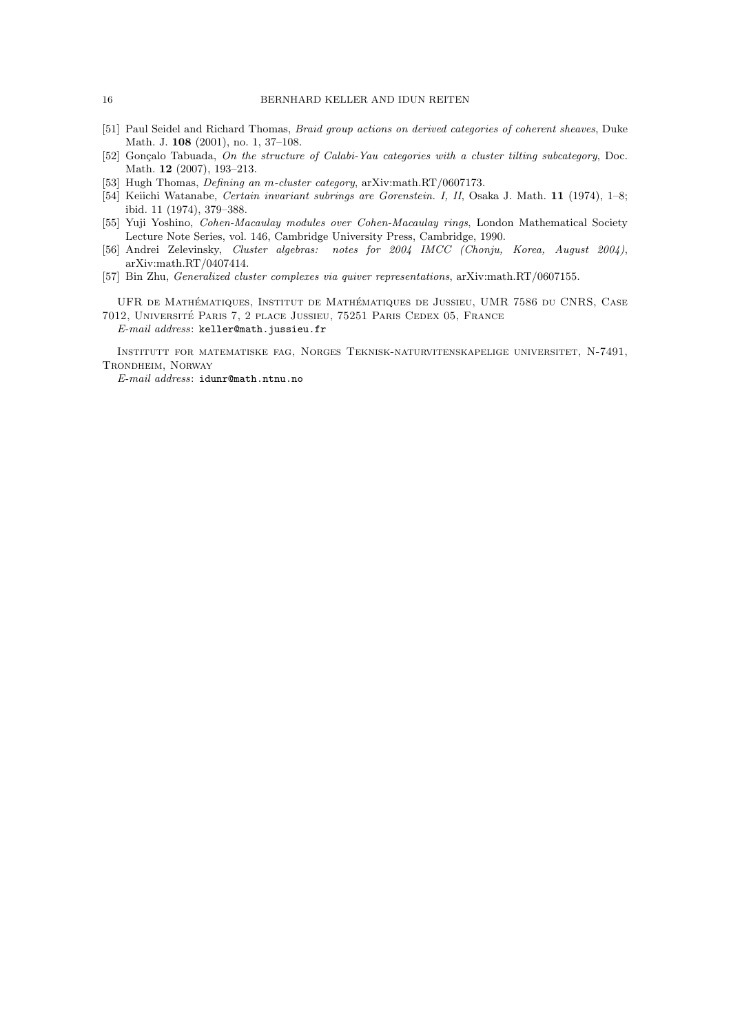[51] Paul Seidel and Richard Thomas, *Braid group actions on derived categories of coherent sheaves*, Duke Math. J. **108** (2001), no. 1, 37–108.

[52] Gonçalo Tabuada, *On the structure of Calabi-Yau categories with a cluster tilting subcategory*, Doc. Math. **12** (2007), 193–213.

[53] Hugh Thomas, *Defining an m-cluster category*, arXiv:math.RT/0607173.

[54] Keiichi Watanabe, *Certain invariant subrings are Gorenstein. I, II*, Osaka J. Math. **11** (1974), 1–8; ibid. 11 (1974), 379–388.

[55] Yuji Yoshino, *Cohen-Macaulay modules over Cohen-Macaulay rings*, London Mathematical Society Lecture Note Series, vol. 146, Cambridge University Press, Cambridge, 1990.

[56] Andrei Zelevinsky, *Cluster algebras: notes for 2004 IMCC (Chonju, Korea, August 2004)*, arXiv:math.RT/0407414.

[57] Bin Zhu, *Generalized cluster complexes via quiver representations*, arXiv:math.RT/0607155.

UFR de Mathématiques, Institut de Mathématiques de Jussieu, UMR 7586 du CNRS, Case 7012, Université Paris 7, 2 place Jussieu, 75251 Paris Cedex 05, France

*E-mail address*: keller@math.jussieu.fr

Institutt for matematiske fag, Norges Teknisk-naturvitenskapelige universitet, N-7491, Trondheim, Norway

*E-mail address*: idunr@math.ntnu.no